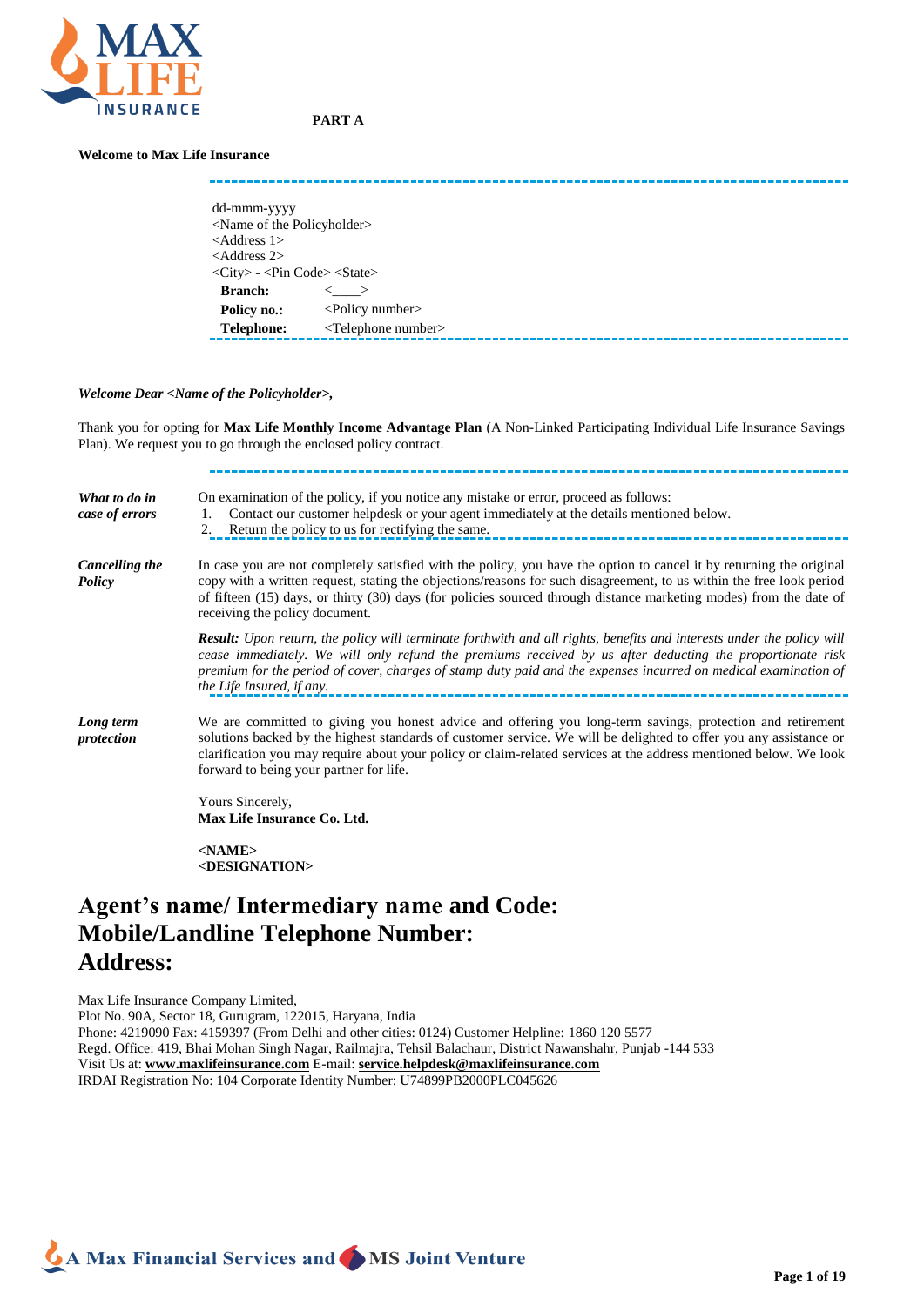**PART A**

**Welcome to Max Life Insurance**

dd-mmm-yyyy
<Name of the Policyholder>
<Address 1>
<Address 2>
<City> - <Pin Code> <State>

| | |
|---|---|
| **Branch:** | <____> |
| **Policy no.:** | <Policy number> |
| **Telephone:** | <Telephone number> |

***Welcome Dear <Name of the Policyholder>,***

Thank you for opting for **Max Life Monthly Income Advantage Plan** (A Non-Linked Participating Individual Life Insurance Savings Plan). We request you to go through the enclosed policy contract.

***What to do in case of errors***

On examination of the policy, if you notice any mistake or error, proceed as follows:

1. Contact our customer helpdesk or your agent immediately at the details mentioned below.
2. Return the policy to us for rectifying the same.

***Cancelling the Policy***

In case you are not completely satisfied with the policy, you have the option to cancel it by returning the original copy with a written request, stating the objections/reasons for such disagreement, to us within the free look period of fifteen (15) days, or thirty (30) days (for policies sourced through distance marketing modes) from the date of receiving the policy document.

***Result:*** *Upon return, the policy will terminate forthwith and all rights, benefits and interests under the policy will cease immediately. We will only refund the premiums received by us after deducting the proportionate risk premium for the period of cover, charges of stamp duty paid and the expenses incurred on medical examination of the Life Insured, if any.*

***Long term protection***

We are committed to giving you honest advice and offering you long-term savings, protection and retirement solutions backed by the highest standards of customer service. We will be delighted to offer you any assistance or clarification you may require about your policy or claim-related services at the address mentioned below. We look forward to being your partner for life.

Yours Sincerely,
**Max Life Insurance Co. Ltd.**

**<NAME>**
**<DESIGNATION>**

# Agent's name/ Intermediary name and Code:
# Mobile/Landline Telephone Number:
# Address:

Max Life Insurance Company Limited,
Plot No. 90A, Sector 18, Gurugram, 122015, Haryana, India
Phone: 4219090 Fax: 4159397 (From Delhi and other cities: 0124) Customer Helpline: 1860 120 5577
Regd. Office: 419, Bhai Mohan Singh Nagar, Railmajra, Tehsil Balachaur, District Nawanshahr, Punjab -144 533
Visit Us at: **www.maxlifeinsurance.com** E-mail: **service.helpdesk@maxlifeinsurance.com**
IRDAI Registration No: 104 Corporate Identity Number: U74899PB2000PLC045626

A Max Financial Services and MS Joint Venture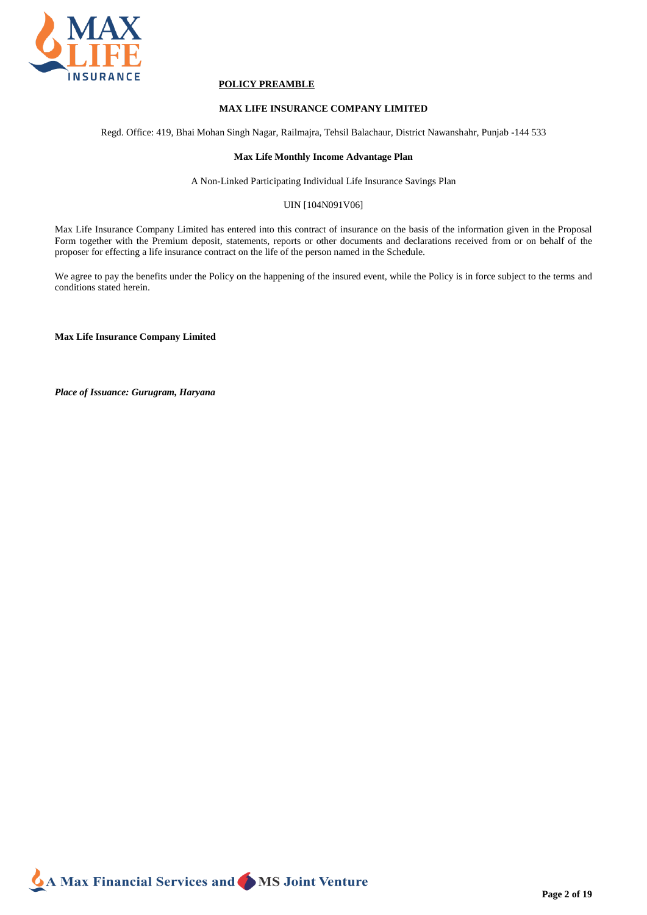## POLICY PREAMBLE

**MAX LIFE INSURANCE COMPANY LIMITED**

Regd. Office: 419, Bhai Mohan Singh Nagar, Railmajra, Tehsil Balachaur, District Nawanshahr, Punjab -144 533

**Max Life Monthly Income Advantage Plan**

A Non-Linked Participating Individual Life Insurance Savings Plan

UIN [104N091V06]

Max Life Insurance Company Limited has entered into this contract of insurance on the basis of the information given in the Proposal Form together with the Premium deposit, statements, reports or other documents and declarations received from or on behalf of the proposer for effecting a life insurance contract on the life of the person named in the Schedule.

We agree to pay the benefits under the Policy on the happening of the insured event, while the Policy is in force subject to the terms and conditions stated herein.

**Max Life Insurance Company Limited**

***Place of Issuance: Gurugram, Haryana***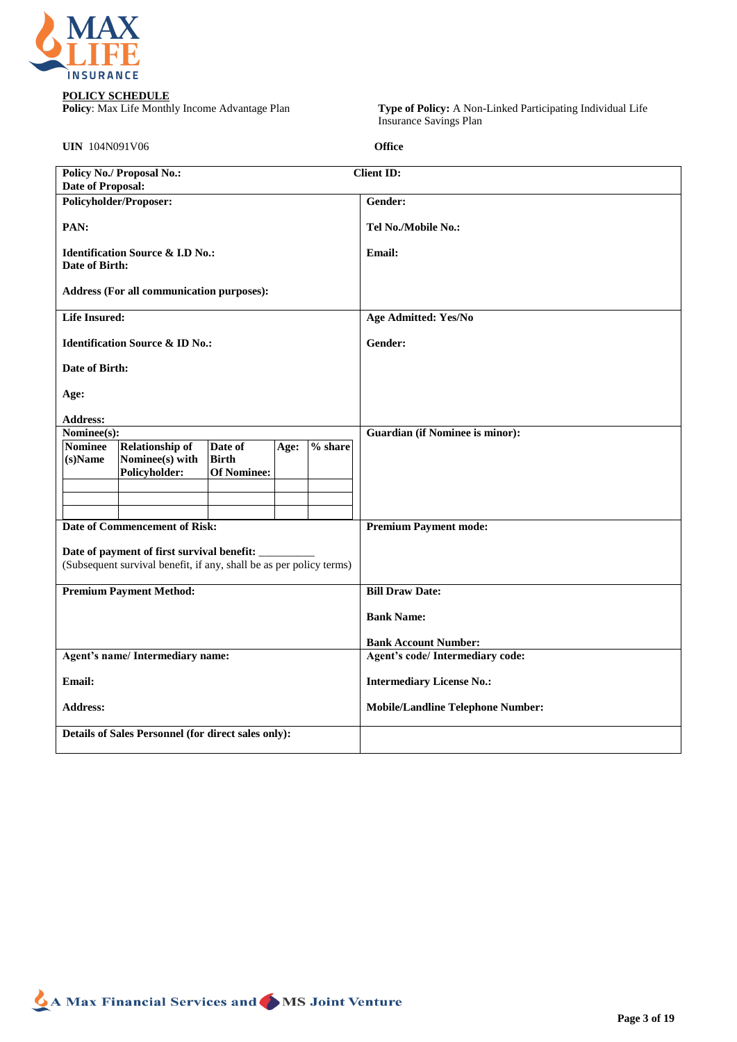**POLICY SCHEDULE**

**Policy**: Max Life Monthly Income Advantage Plan

**Type of Policy:** A Non-Linked Participating Individual Life Insurance Savings Plan

**UIN** 104N091V06

**Office**

**Policy No./ Proposal No.:**
**Date of Proposal:**

**Client ID:**

**Policyholder/Proposer:**

**PAN:**

**Identification Source & I.D No.:**
**Date of Birth:**

**Address (For all communication purposes):**

**Gender:**

**Tel No./Mobile No.:**

**Email:**

**Life Insured:**

**Identification Source & ID No.:**

**Date of Birth:**

**Age:**

**Address:**

**Age Admitted: Yes/No**

**Gender:**

**Nominee(s):**

| Nominee (s)Name | Relationship of Nominee(s) with Policyholder: | Date of Birth Of Nominee: | Age: | % share |
|---|---|---|---|---|
| | | | | |
| | | | | |
| | | | | |

**Guardian (if Nominee is minor):**

**Date of Commencement of Risk:**

**Date of payment of first survival benefit:** __________
(Subsequent survival benefit, if any, shall be as per policy terms)

**Premium Payment mode:**

**Premium Payment Method:**

**Bill Draw Date:**

**Bank Name:**

**Bank Account Number:**

**Agent's name/ Intermediary name:**

**Email:**

**Address:**

**Agent's code/ Intermediary code:**

**Intermediary License No.:**

**Mobile/Landline Telephone Number:**

**Details of Sales Personnel (for direct sales only):**

A Max Financial Services and MS Joint Venture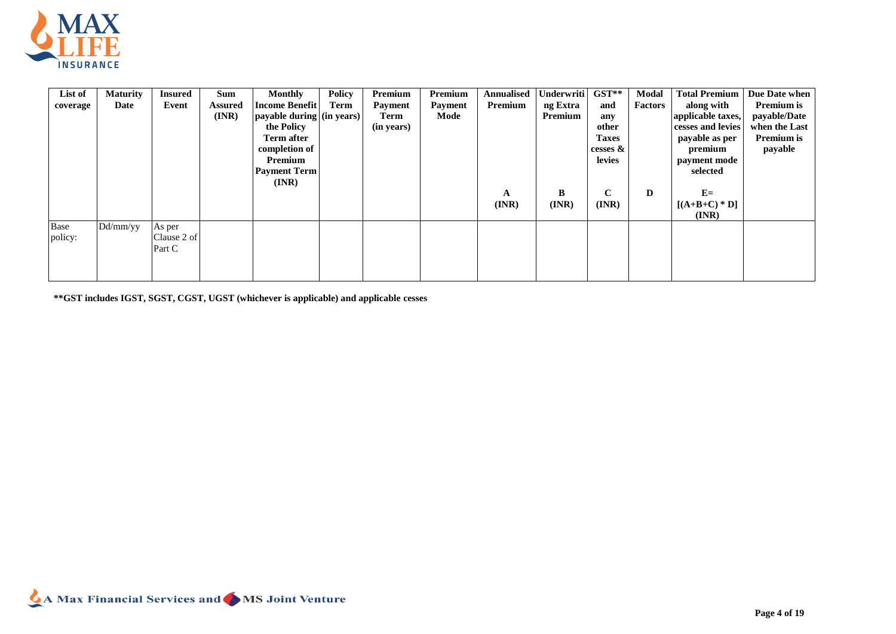| List of coverage | Maturity Date | Insured Event | Sum Assured (INR) | Monthly Income Benefit payable during the Policy Term after completion of Premium Payment Term (INR) | Policy Term (in years) | Premium Payment Term (in years) | Premium Payment Mode | Annualised Premium<br><br>A (INR) | Underwriting Extra Premium<br><br>B (INR) | GST** and any other Taxes cesses & levies<br><br>C (INR) | Modal Factors<br><br>D | Total Premium along with applicable taxes, cesses and levies payable as per premium payment mode selected<br><br>E= [(A+B+C) * D] (INR) | Due Date when Premium is payable/Date when the Last Premium is payable |
|---|---|---|---|---|---|---|---|---|---|---|---|---|---|
| Base policy: | Dd/mm/yy | As per Clause 2 of Part C | | | | | | | | | | | |

**\*\*GST includes IGST, SGST, CGST, UGST (whichever is applicable) and applicable cesses**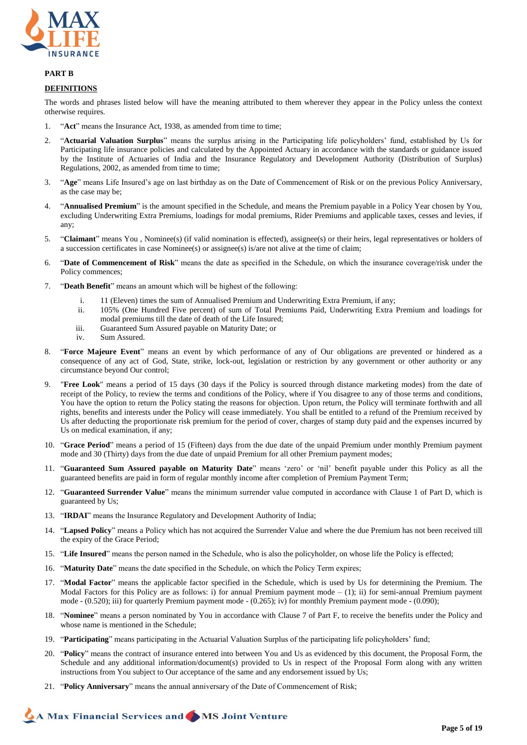**PART B**

**DEFINITIONS**

The words and phrases listed below will have the meaning attributed to them wherever they appear in the Policy unless the context otherwise requires.

1. "**Act**" means the Insurance Act, 1938, as amended from time to time;
2. "**Actuarial Valuation Surplus**" means the surplus arising in the Participating life policyholders' fund, established by Us for Participating life insurance policies and calculated by the Appointed Actuary in accordance with the standards or guidance issued by the Institute of Actuaries of India and the Insurance Regulatory and Development Authority (Distribution of Surplus) Regulations, 2002, as amended from time to time;
3. "**Age**" means Life Insured's age on last birthday as on the Date of Commencement of Risk or on the previous Policy Anniversary, as the case may be;
4. "**Annualised Premium**" is the amount specified in the Schedule, and means the Premium payable in a Policy Year chosen by You, excluding Underwriting Extra Premiums, loadings for modal premiums, Rider Premiums and applicable taxes, cesses and levies, if any;
5. "**Claimant**" means You , Nominee(s) (if valid nomination is effected), assignee(s) or their heirs, legal representatives or holders of a succession certificates in case Nominee(s) or assignee(s) is/are not alive at the time of claim;
6. "**Date of Commencement of Risk**" means the date as specified in the Schedule, on which the insurance coverage/risk under the Policy commences;
7. "**Death Benefit**" means an amount which will be highest of the following:
   i. 11 (Eleven) times the sum of Annualised Premium and Underwriting Extra Premium, if any;
   ii. 105% (One Hundred Five percent) of sum of Total Premiums Paid, Underwriting Extra Premium and loadings for modal premiums till the date of death of the Life Insured;
   iii. Guaranteed Sum Assured payable on Maturity Date; or
   iv. Sum Assured.
8. "**Force Majeure Event**" means an event by which performance of any of Our obligations are prevented or hindered as a consequence of any act of God, State, strike, lock-out, legislation or restriction by any government or other authority or any circumstance beyond Our control;
9. "**Free Look**" means a period of 15 days (30 days if the Policy is sourced through distance marketing modes) from the date of receipt of the Policy, to review the terms and conditions of the Policy, where if You disagree to any of those terms and conditions, You have the option to return the Policy stating the reasons for objection. Upon return, the Policy will terminate forthwith and all rights, benefits and interests under the Policy will cease immediately. You shall be entitled to a refund of the Premium received by Us after deducting the proportionate risk premium for the period of cover, charges of stamp duty paid and the expenses incurred by Us on medical examination, if any;
10. "**Grace Period**" means a period of 15 (Fifteen) days from the due date of the unpaid Premium under monthly Premium payment mode and 30 (Thirty) days from the due date of unpaid Premium for all other Premium payment modes;
11. "**Guaranteed Sum Assured payable on Maturity Date**" means 'zero' or 'nil' benefit payable under this Policy as all the guaranteed benefits are paid in form of regular monthly income after completion of Premium Payment Term;
12. "**Guaranteed Surrender Value**" means the minimum surrender value computed in accordance with Clause 1 of Part D, which is guaranteed by Us;
13. "**IRDAI**" means the Insurance Regulatory and Development Authority of India;
14. "**Lapsed Policy**" means a Policy which has not acquired the Surrender Value and where the due Premium has not been received till the expiry of the Grace Period;
15. "**Life Insured**" means the person named in the Schedule, who is also the policyholder, on whose life the Policy is effected;
16. "**Maturity Date**" means the date specified in the Schedule, on which the Policy Term expires;
17. "**Modal Factor**" means the applicable factor specified in the Schedule, which is used by Us for determining the Premium. The Modal Factors for this Policy are as follows: i) for annual Premium payment mode – (1); ii) for semi-annual Premium payment mode - (0.520); iii) for quarterly Premium payment mode - (0.265); iv) for monthly Premium payment mode - (0.090);
18. "**Nominee**" means a person nominated by You in accordance with Clause 7 of Part F, to receive the benefits under the Policy and whose name is mentioned in the Schedule;
19. "**Participating**" means participating in the Actuarial Valuation Surplus of the participating life policyholders' fund;
20. "**Policy**" means the contract of insurance entered into between You and Us as evidenced by this document, the Proposal Form, the Schedule and any additional information/document(s) provided to Us in respect of the Proposal Form along with any written instructions from You subject to Our acceptance of the same and any endorsement issued by Us;
21. "**Policy Anniversary**" means the annual anniversary of the Date of Commencement of Risk;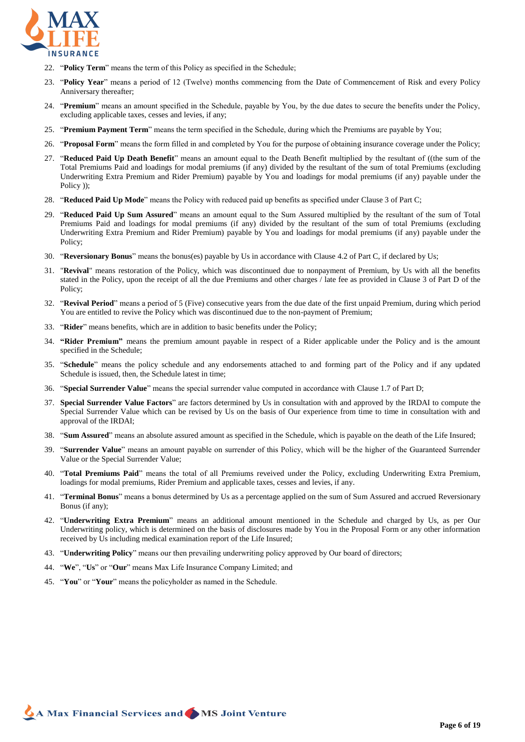22. "**Policy Term**" means the term of this Policy as specified in the Schedule;

23. "**Policy Year**" means a period of 12 (Twelve) months commencing from the Date of Commencement of Risk and every Policy Anniversary thereafter;

24. "**Premium**" means an amount specified in the Schedule, payable by You, by the due dates to secure the benefits under the Policy, excluding applicable taxes, cesses and levies, if any;

25. "**Premium Payment Term**" means the term specified in the Schedule, during which the Premiums are payable by You;

26. "**Proposal Form**" means the form filled in and completed by You for the purpose of obtaining insurance coverage under the Policy;

27. "**Reduced Paid Up Death Benefit**" means an amount equal to the Death Benefit multiplied by the resultant of ((the sum of the Total Premiums Paid and loadings for modal premiums (if any) divided by the resultant of the sum of total Premiums (excluding Underwriting Extra Premium and Rider Premium) payable by You and loadings for modal premiums (if any) payable under the Policy ));

28. "**Reduced Paid Up Mode**" means the Policy with reduced paid up benefits as specified under Clause 3 of Part C;

29. "**Reduced Paid Up Sum Assured**" means an amount equal to the Sum Assured multiplied by the resultant of the sum of Total Premiums Paid and loadings for modal premiums (if any) divided by the resultant of the sum of total Premiums (excluding Underwriting Extra Premium and Rider Premium) payable by You and loadings for modal premiums (if any) payable under the Policy;

30. "**Reversionary Bonus**" means the bonus(es) payable by Us in accordance with Clause 4.2 of Part C, if declared by Us;

31. "**Revival**" means restoration of the Policy, which was discontinued due to nonpayment of Premium, by Us with all the benefits stated in the Policy, upon the receipt of all the due Premiums and other charges / late fee as provided in Clause 3 of Part D of the Policy;

32. "**Revival Period**" means a period of 5 (Five) consecutive years from the due date of the first unpaid Premium, during which period You are entitled to revive the Policy which was discontinued due to the non-payment of Premium;

33. "**Rider**" means benefits, which are in addition to basic benefits under the Policy;

34. **"Rider Premium"** means the premium amount payable in respect of a Rider applicable under the Policy and is the amount specified in the Schedule;

35. "**Schedule**" means the policy schedule and any endorsements attached to and forming part of the Policy and if any updated Schedule is issued, then, the Schedule latest in time;

36. "**Special Surrender Value**" means the special surrender value computed in accordance with Clause 1.7 of Part D;

37. **Special Surrender Value Factors**" are factors determined by Us in consultation with and approved by the IRDAI to compute the Special Surrender Value which can be revised by Us on the basis of Our experience from time to time in consultation with and approval of the IRDAI;

38. "**Sum Assured**" means an absolute assured amount as specified in the Schedule, which is payable on the death of the Life Insured;

39. "**Surrender Value**" means an amount payable on surrender of this Policy, which will be the higher of the Guaranteed Surrender Value or the Special Surrender Value;

40. "**Total Premiums Paid**" means the total of all Premiums reveived under the Policy, excluding Underwriting Extra Premium, loadings for modal premiums, Rider Premium and applicable taxes, cesses and levies, if any.

41. "**Terminal Bonus**" means a bonus determined by Us as a percentage applied on the sum of Sum Assured and accrued Reversionary Bonus (if any);

42. "**Underwriting Extra Premium**" means an additional amount mentioned in the Schedule and charged by Us, as per Our Underwriting policy, which is determined on the basis of disclosures made by You in the Proposal Form or any other information received by Us including medical examination report of the Life Insured;

43. "**Underwriting Policy**" means our then prevailing underwriting policy approved by Our board of directors;

44. "**We**", "**Us**" or "**Our**" means Max Life Insurance Company Limited; and

45. "**You**" or "**Your**" means the policyholder as named in the Schedule.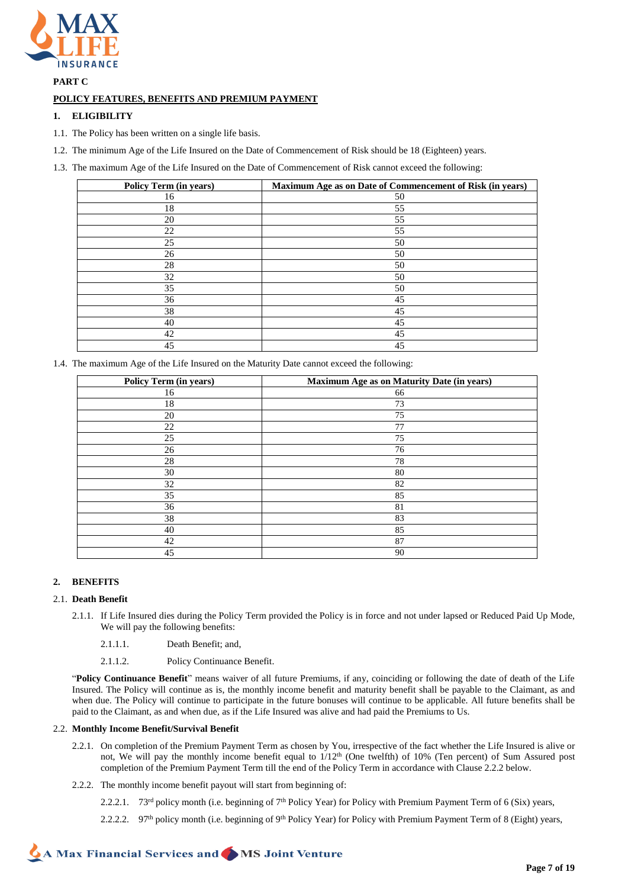**PART C**

**POLICY FEATURES, BENEFITS AND PREMIUM PAYMENT**

## 1. ELIGIBILITY

1.1. The Policy has been written on a single life basis.

1.2. The minimum Age of the Life Insured on the Date of Commencement of Risk should be 18 (Eighteen) years.

1.3. The maximum Age of the Life Insured on the Date of Commencement of Risk cannot exceed the following:

| Policy Term (in years) | Maximum Age as on Date of Commencement of Risk (in years) |
|---|---|
| 16 | 50 |
| 18 | 55 |
| 20 | 55 |
| 22 | 55 |
| 25 | 50 |
| 26 | 50 |
| 28 | 50 |
| 32 | 50 |
| 35 | 50 |
| 36 | 45 |
| 38 | 45 |
| 40 | 45 |
| 42 | 45 |
| 45 | 45 |

1.4. The maximum Age of the Life Insured on the Maturity Date cannot exceed the following:

| Policy Term (in years) | Maximum Age as on Maturity Date (in years) |
|---|---|
| 16 | 66 |
| 18 | 73 |
| 20 | 75 |
| 22 | 77 |
| 25 | 75 |
| 26 | 76 |
| 28 | 78 |
| 30 | 80 |
| 32 | 82 |
| 35 | 85 |
| 36 | 81 |
| 38 | 83 |
| 40 | 85 |
| 42 | 87 |
| 45 | 90 |

## 2. BENEFITS

2.1. **Death Benefit**

2.1.1. If Life Insured dies during the Policy Term provided the Policy is in force and not under lapsed or Reduced Paid Up Mode, We will pay the following benefits:

2.1.1.1. Death Benefit; and,

2.1.1.2. Policy Continuance Benefit.

"**Policy Continuance Benefit**" means waiver of all future Premiums, if any, coinciding or following the date of death of the Life Insured. The Policy will continue as is, the monthly income benefit and maturity benefit shall be payable to the Claimant, as and when due. The Policy will continue to participate in the future bonuses will continue to be applicable. All future benefits shall be paid to the Claimant, as and when due, as if the Life Insured was alive and had paid the Premiums to Us.

2.2. **Monthly Income Benefit/Survival Benefit**

2.2.1. On completion of the Premium Payment Term as chosen by You, irrespective of the fact whether the Life Insured is alive or not, We will pay the monthly income benefit equal to 1/12th (One twelfth) of 10% (Ten percent) of Sum Assured post completion of the Premium Payment Term till the end of the Policy Term in accordance with Clause 2.2.2 below.

2.2.2. The monthly income benefit payout will start from beginning of:

2.2.2.1. 73rd policy month (i.e. beginning of 7th Policy Year) for Policy with Premium Payment Term of 6 (Six) years,

2.2.2.2. 97th policy month (i.e. beginning of 9th Policy Year) for Policy with Premium Payment Term of 8 (Eight) years,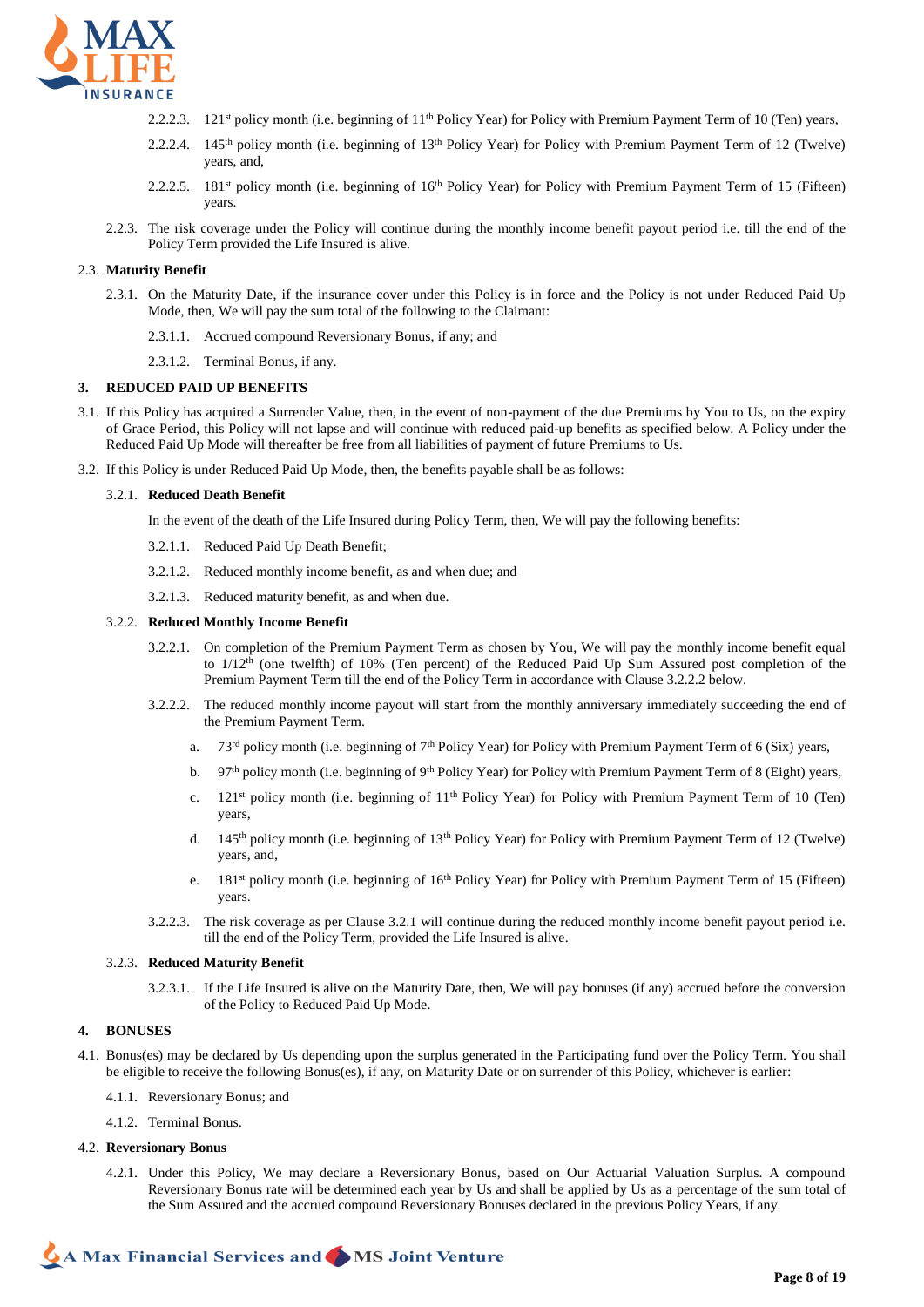2.2.2.3. 121st policy month (i.e. beginning of 11th Policy Year) for Policy with Premium Payment Term of 10 (Ten) years,

2.2.2.4. 145th policy month (i.e. beginning of 13th Policy Year) for Policy with Premium Payment Term of 12 (Twelve) years, and,

2.2.2.5. 181st policy month (i.e. beginning of 16th Policy Year) for Policy with Premium Payment Term of 15 (Fifteen) years.

2.2.3. The risk coverage under the Policy will continue during the monthly income benefit payout period i.e. till the end of the Policy Term provided the Life Insured is alive.

2.3. **Maturity Benefit**

2.3.1. On the Maturity Date, if the insurance cover under this Policy is in force and the Policy is not under Reduced Paid Up Mode, then, We will pay the sum total of the following to the Claimant:

2.3.1.1. Accrued compound Reversionary Bonus, if any; and

2.3.1.2. Terminal Bonus, if any.

## 3. REDUCED PAID UP BENEFITS

3.1. If this Policy has acquired a Surrender Value, then, in the event of non-payment of the due Premiums by You to Us, on the expiry of Grace Period, this Policy will not lapse and will continue with reduced paid-up benefits as specified below. A Policy under the Reduced Paid Up Mode will thereafter be free from all liabilities of payment of future Premiums to Us.

3.2. If this Policy is under Reduced Paid Up Mode, then, the benefits payable shall be as follows:

3.2.1. **Reduced Death Benefit**

In the event of the death of the Life Insured during Policy Term, then, We will pay the following benefits:

3.2.1.1. Reduced Paid Up Death Benefit;

3.2.1.2. Reduced monthly income benefit, as and when due; and

3.2.1.3. Reduced maturity benefit, as and when due.

3.2.2. **Reduced Monthly Income Benefit**

3.2.2.1. On completion of the Premium Payment Term as chosen by You, We will pay the monthly income benefit equal to 1/12th (one twelfth) of 10% (Ten percent) of the Reduced Paid Up Sum Assured post completion of the Premium Payment Term till the end of the Policy Term in accordance with Clause 3.2.2.2 below.

3.2.2.2. The reduced monthly income payout will start from the monthly anniversary immediately succeeding the end of the Premium Payment Term.

a. 73rd policy month (i.e. beginning of 7th Policy Year) for Policy with Premium Payment Term of 6 (Six) years,

b. 97th policy month (i.e. beginning of 9th Policy Year) for Policy with Premium Payment Term of 8 (Eight) years,

c. 121st policy month (i.e. beginning of 11th Policy Year) for Policy with Premium Payment Term of 10 (Ten) years,

d. 145th policy month (i.e. beginning of 13th Policy Year) for Policy with Premium Payment Term of 12 (Twelve) years, and,

e. 181st policy month (i.e. beginning of 16th Policy Year) for Policy with Premium Payment Term of 15 (Fifteen) years.

3.2.2.3. The risk coverage as per Clause 3.2.1 will continue during the reduced monthly income benefit payout period i.e. till the end of the Policy Term, provided the Life Insured is alive.

3.2.3. **Reduced Maturity Benefit**

3.2.3.1. If the Life Insured is alive on the Maturity Date, then, We will pay bonuses (if any) accrued before the conversion of the Policy to Reduced Paid Up Mode.

## 4. BONUSES

4.1. Bonus(es) may be declared by Us depending upon the surplus generated in the Participating fund over the Policy Term. You shall be eligible to receive the following Bonus(es), if any, on Maturity Date or on surrender of this Policy, whichever is earlier:

4.1.1. Reversionary Bonus; and

4.1.2. Terminal Bonus.

4.2. **Reversionary Bonus**

4.2.1. Under this Policy, We may declare a Reversionary Bonus, based on Our Actuarial Valuation Surplus. A compound Reversionary Bonus rate will be determined each year by Us and shall be applied by Us as a percentage of the sum total of the Sum Assured and the accrued compound Reversionary Bonuses declared in the previous Policy Years, if any.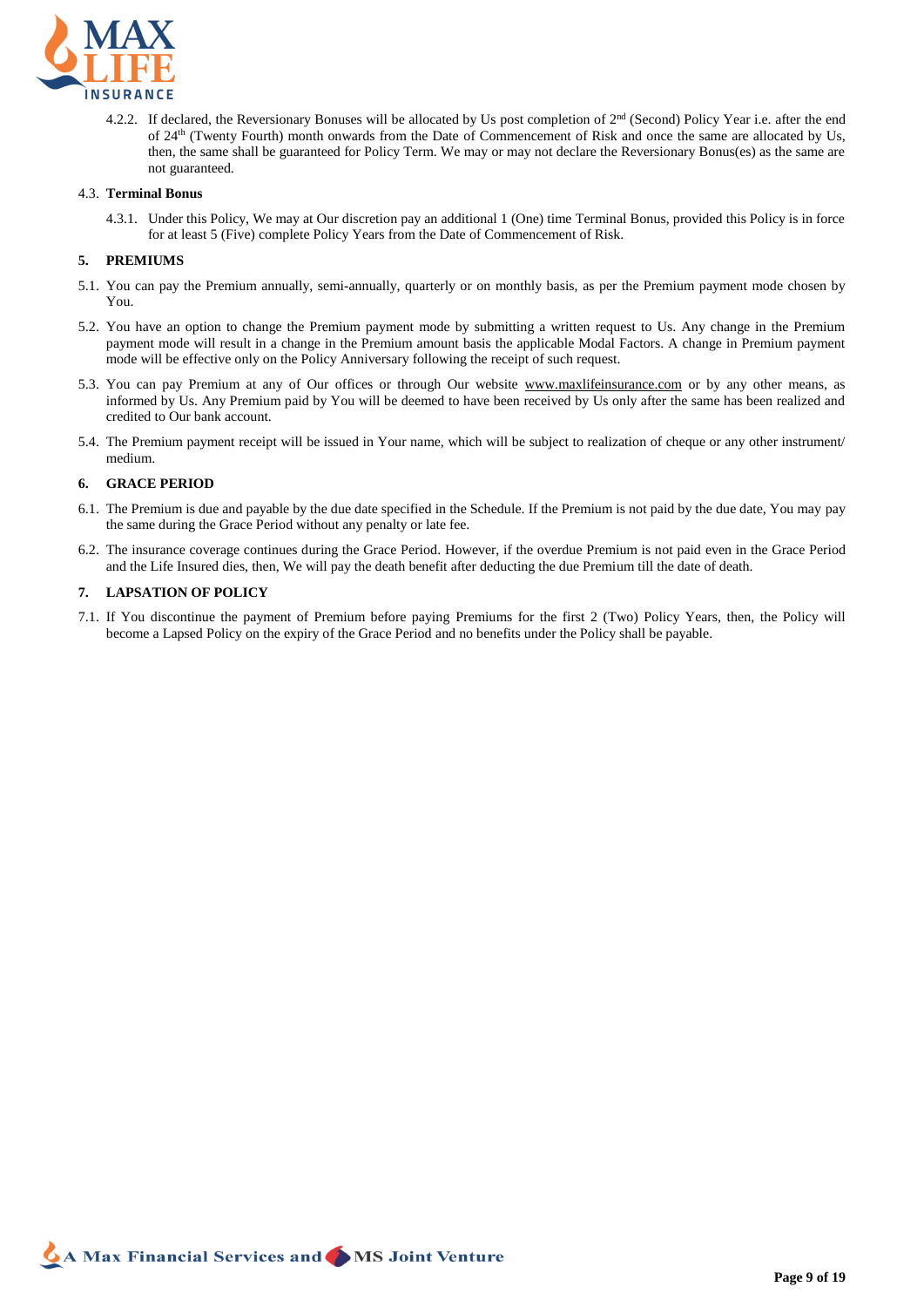4.2.2. If declared, the Reversionary Bonuses will be allocated by Us post completion of 2nd (Second) Policy Year i.e. after the end of 24th (Twenty Fourth) month onwards from the Date of Commencement of Risk and once the same are allocated by Us, then, the same shall be guaranteed for Policy Term. We may or may not declare the Reversionary Bonus(es) as the same are not guaranteed.

4.3. **Terminal Bonus**

4.3.1. Under this Policy, We may at Our discretion pay an additional 1 (One) time Terminal Bonus, provided this Policy is in force for at least 5 (Five) complete Policy Years from the Date of Commencement of Risk.

## 5. PREMIUMS

5.1. You can pay the Premium annually, semi-annually, quarterly or on monthly basis, as per the Premium payment mode chosen by You.

5.2. You have an option to change the Premium payment mode by submitting a written request to Us. Any change in the Premium payment mode will result in a change in the Premium amount basis the applicable Modal Factors. A change in Premium payment mode will be effective only on the Policy Anniversary following the receipt of such request.

5.3. You can pay Premium at any of Our offices or through Our website www.maxlifeinsurance.com or by any other means, as informed by Us. Any Premium paid by You will be deemed to have been received by Us only after the same has been realized and credited to Our bank account.

5.4. The Premium payment receipt will be issued in Your name, which will be subject to realization of cheque or any other instrument/ medium.

## 6. GRACE PERIOD

6.1. The Premium is due and payable by the due date specified in the Schedule. If the Premium is not paid by the due date, You may pay the same during the Grace Period without any penalty or late fee.

6.2. The insurance coverage continues during the Grace Period. However, if the overdue Premium is not paid even in the Grace Period and the Life Insured dies, then, We will pay the death benefit after deducting the due Premium till the date of death.

## 7. LAPSATION OF POLICY

7.1. If You discontinue the payment of Premium before paying Premiums for the first 2 (Two) Policy Years, then, the Policy will become a Lapsed Policy on the expiry of the Grace Period and no benefits under the Policy shall be payable.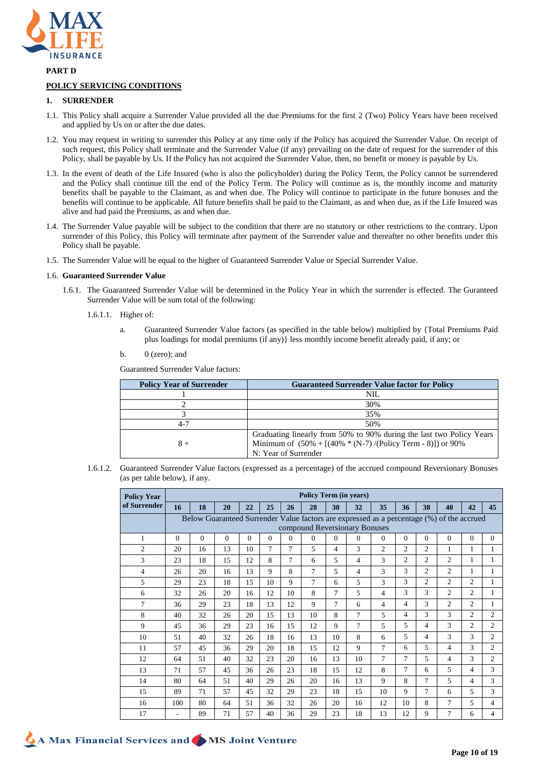**PART D**

**POLICY SERVICING CONDITIONS**

## 1. SURRENDER

1.1. This Policy shall acquire a Surrender Value provided all the due Premiums for the first 2 (Two) Policy Years have been received and applied by Us on or after the due dates.

1.2. You may request in writing to surrender this Policy at any time only if the Policy has acquired the Surrender Value. On receipt of such request, this Policy shall terminate and the Surrender Value (if any) prevailing on the date of request for the surrender of this Policy, shall be payable by Us. If the Policy has not acquired the Surrender Value, then, no benefit or money is payable by Us.

1.3. In the event of death of the Life Insured (who is also the policyholder) during the Policy Term, the Policy cannot be surrendered and the Policy shall continue till the end of the Policy Term. The Policy will continue as is, the monthly income and maturity benefits shall be payable to the Claimant, as and when due. The Policy will continue to participate in the future bonuses and the benefits will continue to be applicable. All future benefits shall be paid to the Claimant, as and when due, as if the Life Insured was alive and had paid the Premiums, as and when due.

1.4. The Surrender Value payable will be subject to the condition that there are no statutory or other restrictions to the contrary. Upon surrender of this Policy, this Policy will terminate after payment of the Surrender value and thereafter no other benefits under this Policy shall be payable.

1.5. The Surrender Value will be equal to the higher of Guaranteed Surrender Value or Special Surrender Value.

1.6. **Guaranteed Surrender Value**

1.6.1. The Guaranteed Surrender Value will be determined in the Policy Year in which the surrender is effected. The Guranteed Surrender Value will be sum total of the following:

1.6.1.1. Higher of:

a. Guaranteed Surrender Value factors (as specified in the table below) multiplied by {Total Premiums Paid plus loadings for modal premiums (if any)} less monthly income benefit already paid, if any; or

b. 0 (zero); and

Guaranteed Surrender Value factors:

| Policy Year of Surrender | Guaranteed Surrender Value factor for Policy |
|---|---|
| 1 | NIL |
| 2 | 30% |
| 3 | 35% |
| 4-7 | 50% |
| 8 + | Graduating linearly from 50% to 90% during the last two Policy Years<br>Minimum of (50% + [(40% * (N-7) /(Policy Term - 8)]) or 90%<br>N: Year of Surrender |

1.6.1.2. Guaranteed Surrender Value factors (expressed as a percentage) of the accrued compound Reversionary Bonuses (as per table below), if any.

| Policy Year of Surrender | Policy Term (in years) | | | | | | | | | | | | | | |
|---|---|---|---|---|---|---|---|---|---|---|---|---|---|---|---|
| | 16 | 18 | 20 | 22 | 25 | 26 | 28 | 30 | 32 | 35 | 36 | 38 | 40 | 42 | 45 |
| | Below Guaranteed Surrender Value factors are expressed as a percentage (%) of the accrued compound Reversionary Bonuses | | | | | | | | | | | | | | |
| 1 | 0 | 0 | 0 | 0 | 0 | 0 | 0 | 0 | 0 | 0 | 0 | 0 | 0 | 0 | 0 |
| 2 | 20 | 16 | 13 | 10 | 7 | 7 | 5 | 4 | 3 | 2 | 2 | 2 | 1 | 1 | 1 |
| 3 | 23 | 18 | 15 | 12 | 8 | 7 | 6 | 5 | 4 | 3 | 2 | 2 | 2 | 1 | 1 |
| 4 | 26 | 20 | 16 | 13 | 9 | 8 | 7 | 5 | 4 | 3 | 3 | 2 | 2 | 1 | 1 |
| 5 | 29 | 23 | 18 | 15 | 10 | 9 | 7 | 6 | 5 | 3 | 3 | 2 | 2 | 2 | 1 |
| 6 | 32 | 26 | 20 | 16 | 12 | 10 | 8 | 7 | 5 | 4 | 3 | 3 | 2 | 2 | 1 |
| 7 | 36 | 29 | 23 | 18 | 13 | 12 | 9 | 7 | 6 | 4 | 4 | 3 | 2 | 2 | 1 |
| 8 | 40 | 32 | 26 | 20 | 15 | 13 | 10 | 8 | 7 | 5 | 4 | 3 | 3 | 2 | 2 |
| 9 | 45 | 36 | 29 | 23 | 16 | 15 | 12 | 9 | 7 | 5 | 5 | 4 | 3 | 2 | 2 |
| 10 | 51 | 40 | 32 | 26 | 18 | 16 | 13 | 10 | 8 | 6 | 5 | 4 | 3 | 3 | 2 |
| 11 | 57 | 45 | 36 | 29 | 20 | 18 | 15 | 12 | 9 | 7 | 6 | 5 | 4 | 3 | 2 |
| 12 | 64 | 51 | 40 | 32 | 23 | 20 | 16 | 13 | 10 | 7 | 7 | 5 | 4 | 3 | 2 |
| 13 | 71 | 57 | 45 | 36 | 26 | 23 | 18 | 15 | 12 | 8 | 7 | 6 | 5 | 4 | 3 |
| 14 | 80 | 64 | 51 | 40 | 29 | 26 | 20 | 16 | 13 | 9 | 8 | 7 | 5 | 4 | 3 |
| 15 | 89 | 71 | 57 | 45 | 32 | 29 | 23 | 18 | 15 | 10 | 9 | 7 | 6 | 5 | 3 |
| 16 | 100 | 80 | 64 | 51 | 36 | 32 | 26 | 20 | 16 | 12 | 10 | 8 | 7 | 5 | 4 |
| 17 | - | 89 | 71 | 57 | 40 | 36 | 29 | 23 | 18 | 13 | 12 | 9 | 7 | 6 | 4 |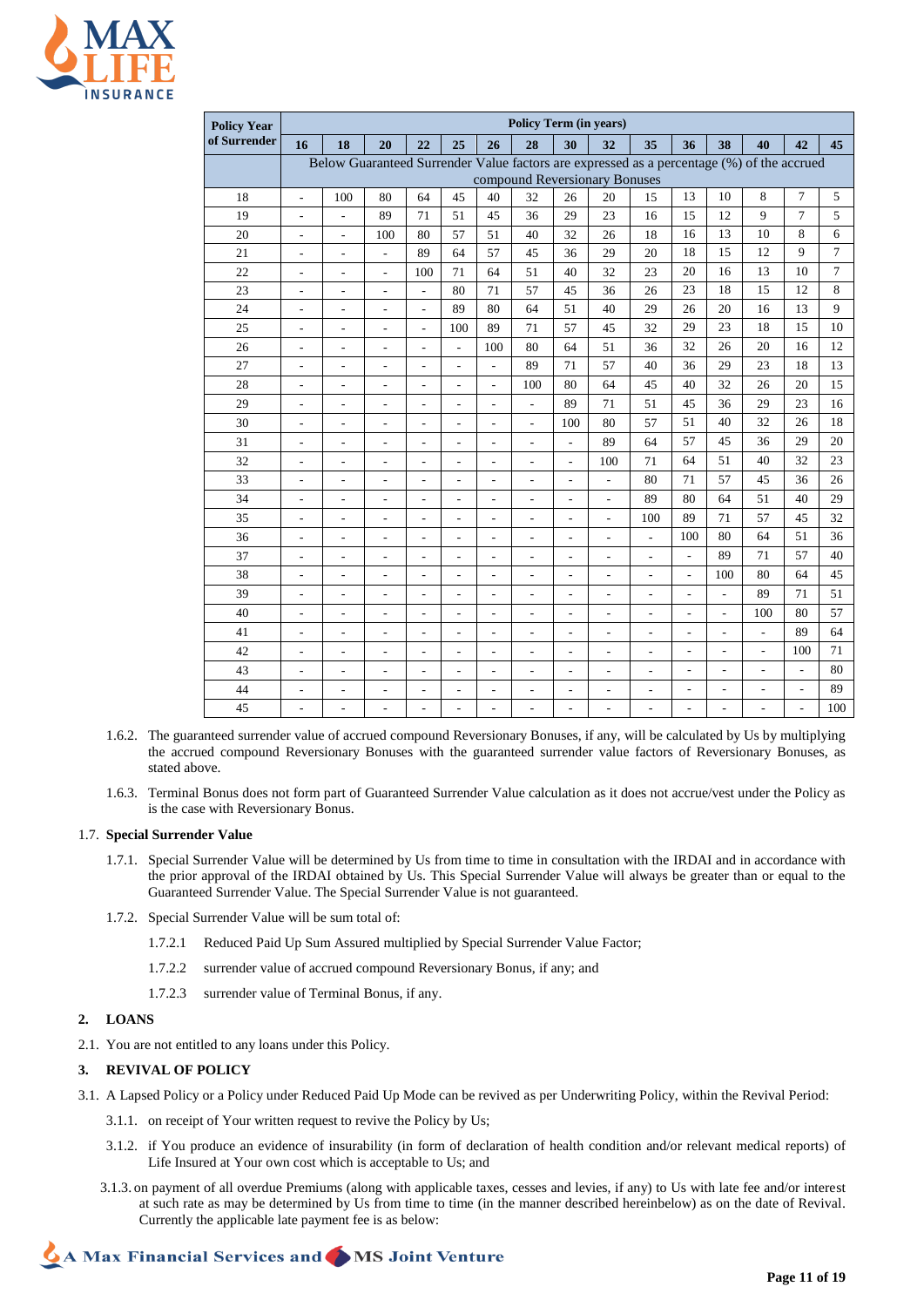| Policy Year of Surrender | Policy Term (in years) | | | | | | | | | | | | | | |
|---|---|---|---|---|---|---|---|---|---|---|---|---|---|---|---|
| | 16 | 18 | 20 | 22 | 25 | 26 | 28 | 30 | 32 | 35 | 36 | 38 | 40 | 42 | 45 |
| | Below Guaranteed Surrender Value factors are expressed as a percentage (%) of the accrued compound Reversionary Bonuses | | | | | | | | | | | | | | |
| 18 | - | 100 | 80 | 64 | 45 | 40 | 32 | 26 | 20 | 15 | 13 | 10 | 8 | 7 | 5 |
| 19 | - | - | 89 | 71 | 51 | 45 | 36 | 29 | 23 | 16 | 15 | 12 | 9 | 7 | 5 |
| 20 | - | - | 100 | 80 | 57 | 51 | 40 | 32 | 26 | 18 | 16 | 13 | 10 | 8 | 6 |
| 21 | - | - | - | 89 | 64 | 57 | 45 | 36 | 29 | 20 | 18 | 15 | 12 | 9 | 7 |
| 22 | - | - | - | 100 | 71 | 64 | 51 | 40 | 32 | 23 | 20 | 16 | 13 | 10 | 7 |
| 23 | - | - | - | - | 80 | 71 | 57 | 45 | 36 | 26 | 23 | 18 | 15 | 12 | 8 |
| 24 | - | - | - | - | 89 | 80 | 64 | 51 | 40 | 29 | 26 | 20 | 16 | 13 | 9 |
| 25 | - | - | - | - | 100 | 89 | 71 | 57 | 45 | 32 | 29 | 23 | 18 | 15 | 10 |
| 26 | - | - | - | - | - | 100 | 80 | 64 | 51 | 36 | 32 | 26 | 20 | 16 | 12 |
| 27 | - | - | - | - | - | - | 89 | 71 | 57 | 40 | 36 | 29 | 23 | 18 | 13 |
| 28 | - | - | - | - | - | - | 100 | 80 | 64 | 45 | 40 | 32 | 26 | 20 | 15 |
| 29 | - | - | - | - | - | - | - | 89 | 71 | 51 | 45 | 36 | 29 | 23 | 16 |
| 30 | - | - | - | - | - | - | - | 100 | 80 | 57 | 51 | 40 | 32 | 26 | 18 |
| 31 | - | - | - | - | - | - | - | - | 89 | 64 | 57 | 45 | 36 | 29 | 20 |
| 32 | - | - | - | - | - | - | - | - | 100 | 71 | 64 | 51 | 40 | 32 | 23 |
| 33 | - | - | - | - | - | - | - | - | - | 80 | 71 | 57 | 45 | 36 | 26 |
| 34 | - | - | - | - | - | - | - | - | - | 89 | 80 | 64 | 51 | 40 | 29 |
| 35 | - | - | - | - | - | - | - | - | - | 100 | 89 | 71 | 57 | 45 | 32 |
| 36 | - | - | - | - | - | - | - | - | - | - | 100 | 80 | 64 | 51 | 36 |
| 37 | - | - | - | - | - | - | - | - | - | - | - | 89 | 71 | 57 | 40 |
| 38 | - | - | - | - | - | - | - | - | - | - | - | 100 | 80 | 64 | 45 |
| 39 | - | - | - | - | - | - | - | - | - | - | - | - | 89 | 71 | 51 |
| 40 | - | - | - | - | - | - | - | - | - | - | - | - | 100 | 80 | 57 |
| 41 | - | - | - | - | - | - | - | - | - | - | - | - | - | 89 | 64 |
| 42 | - | - | - | - | - | - | - | - | - | - | - | - | - | 100 | 71 |
| 43 | - | - | - | - | - | - | - | - | - | - | - | - | - | - | 80 |
| 44 | - | - | - | - | - | - | - | - | - | - | - | - | - | - | 89 |
| 45 | - | - | - | - | - | - | - | - | - | - | - | - | - | - | 100 |

1.6.2. The guaranteed surrender value of accrued compound Reversionary Bonuses, if any, will be calculated by Us by multiplying the accrued compound Reversionary Bonuses with the guaranteed surrender value factors of Reversionary Bonuses, as stated above.

1.6.3. Terminal Bonus does not form part of Guaranteed Surrender Value calculation as it does not accrue/vest under the Policy as is the case with Reversionary Bonus.

1.7. **Special Surrender Value**

1.7.1. Special Surrender Value will be determined by Us from time to time in consultation with the IRDAI and in accordance with the prior approval of the IRDAI obtained by Us. This Special Surrender Value will always be greater than or equal to the Guaranteed Surrender Value. The Special Surrender Value is not guaranteed.

1.7.2. Special Surrender Value will be sum total of:

1.7.2.1 Reduced Paid Up Sum Assured multiplied by Special Surrender Value Factor;

1.7.2.2 surrender value of accrued compound Reversionary Bonus, if any; and

1.7.2.3 surrender value of Terminal Bonus, if any.

## 2. LOANS

2.1. You are not entitled to any loans under this Policy.

## 3. REVIVAL OF POLICY

3.1. A Lapsed Policy or a Policy under Reduced Paid Up Mode can be revived as per Underwriting Policy, within the Revival Period:

3.1.1. on receipt of Your written request to revive the Policy by Us;

3.1.2. if You produce an evidence of insurability (in form of declaration of health condition and/or relevant medical reports) of Life Insured at Your own cost which is acceptable to Us; and

3.1.3. on payment of all overdue Premiums (along with applicable taxes, cesses and levies, if any) to Us with late fee and/or interest at such rate as may be determined by Us from time to time (in the manner described hereinbelow) as on the date of Revival. Currently the applicable late payment fee is as below: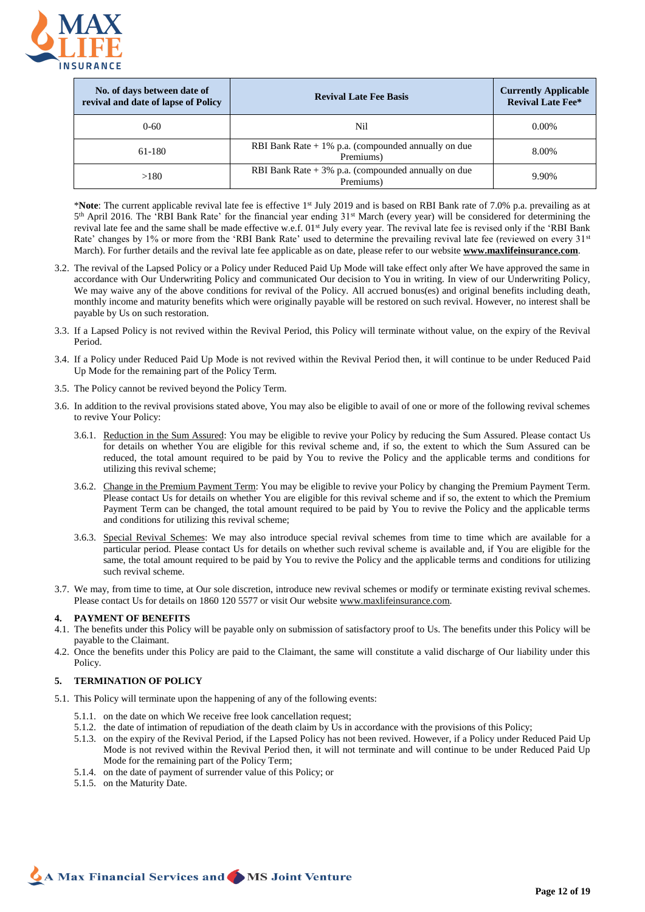| No. of days between date of revival and date of lapse of Policy | Revival Late Fee Basis | Currently Applicable Revival Late Fee* |
|---|---|---|
| 0-60 | Nil | 0.00% |
| 61-180 | RBI Bank Rate + 1% p.a. (compounded annually on due Premiums) | 8.00% |
| >180 | RBI Bank Rate + 3% p.a. (compounded annually on due Premiums) | 9.90% |

***Note**: The current applicable revival late fee is effective 1st July 2019 and is based on RBI Bank rate of 7.0% p.a. prevailing as at 5th April 2016. The 'RBI Bank Rate' for the financial year ending 31st March (every year) will be considered for determining the revival late fee and the same shall be made effective w.e.f. 01st July every year. The revival late fee is revised only if the 'RBI Bank Rate' changes by 1% or more from the 'RBI Bank Rate' used to determine the prevailing revival late fee (reviewed on every 31st March). For further details and the revival late fee applicable as on date, please refer to our website **www.maxlifeinsurance.com**.

3.2. The revival of the Lapsed Policy or a Policy under Reduced Paid Up Mode will take effect only after We have approved the same in accordance with Our Underwriting Policy and communicated Our decision to You in writing. In view of our Underwriting Policy, We may waive any of the above conditions for revival of the Policy. All accrued bonus(es) and original benefits including death, monthly income and maturity benefits which were originally payable will be restored on such revival. However, no interest shall be payable by Us on such restoration.

3.3. If a Lapsed Policy is not revived within the Revival Period, this Policy will terminate without value, on the expiry of the Revival Period.

3.4. If a Policy under Reduced Paid Up Mode is not revived within the Revival Period then, it will continue to be under Reduced Paid Up Mode for the remaining part of the Policy Term.

3.5. The Policy cannot be revived beyond the Policy Term.

3.6. In addition to the revival provisions stated above, You may also be eligible to avail of one or more of the following revival schemes to revive Your Policy:

3.6.1. Reduction in the Sum Assured: You may be eligible to revive your Policy by reducing the Sum Assured. Please contact Us for details on whether You are eligible for this revival scheme and, if so, the extent to which the Sum Assured can be reduced, the total amount required to be paid by You to revive the Policy and the applicable terms and conditions for utilizing this revival scheme;

3.6.2. Change in the Premium Payment Term: You may be eligible to revive your Policy by changing the Premium Payment Term. Please contact Us for details on whether You are eligible for this revival scheme and if so, the extent to which the Premium Payment Term can be changed, the total amount required to be paid by You to revive the Policy and the applicable terms and conditions for utilizing this revival scheme;

3.6.3. Special Revival Schemes: We may also introduce special revival schemes from time to time which are available for a particular period. Please contact Us for details on whether such revival scheme is available and, if You are eligible for the same, the total amount required to be paid by You to revive the Policy and the applicable terms and conditions for utilizing such revival scheme.

3.7. We may, from time to time, at Our sole discretion, introduce new revival schemes or modify or terminate existing revival schemes. Please contact Us for details on 1860 120 5577 or visit Our website www.maxlifeinsurance.com.

## 4. PAYMENT OF BENEFITS

4.1. The benefits under this Policy will be payable only on submission of satisfactory proof to Us. The benefits under this Policy will be payable to the Claimant.

4.2. Once the benefits under this Policy are paid to the Claimant, the same will constitute a valid discharge of Our liability under this Policy.

## 5. TERMINATION OF POLICY

5.1. This Policy will terminate upon the happening of any of the following events:

5.1.1. on the date on which We receive free look cancellation request;
5.1.2. the date of intimation of repudiation of the death claim by Us in accordance with the provisions of this Policy;
5.1.3. on the expiry of the Revival Period, if the Lapsed Policy has not been revived. However, if a Policy under Reduced Paid Up Mode is not revived within the Revival Period then, it will not terminate and will continue to be under Reduced Paid Up Mode for the remaining part of the Policy Term;
5.1.4. on the date of payment of surrender value of this Policy; or
5.1.5. on the Maturity Date.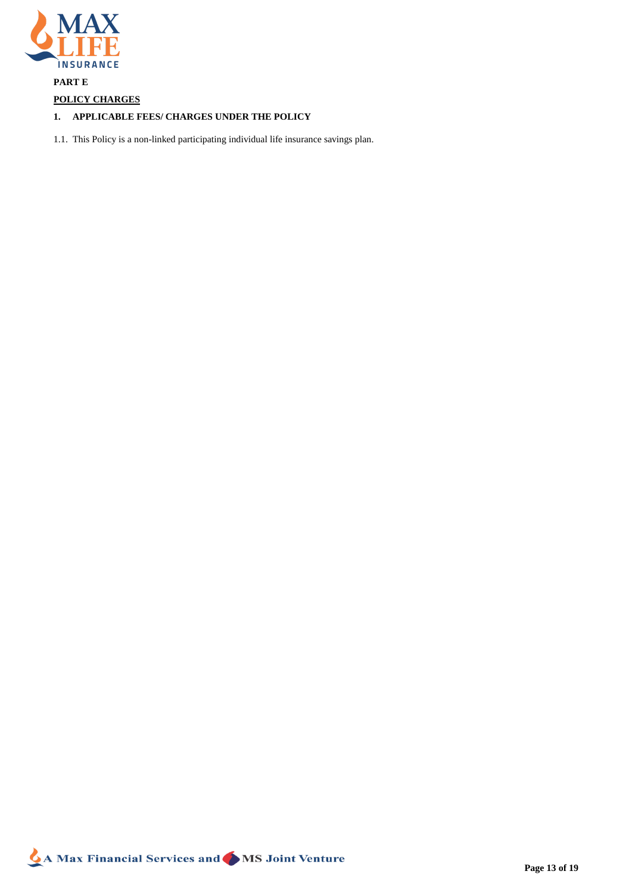**PART E**

**POLICY CHARGES**

**1. APPLICABLE FEES/ CHARGES UNDER THE POLICY**

1.1. This Policy is a non-linked participating individual life insurance savings plan.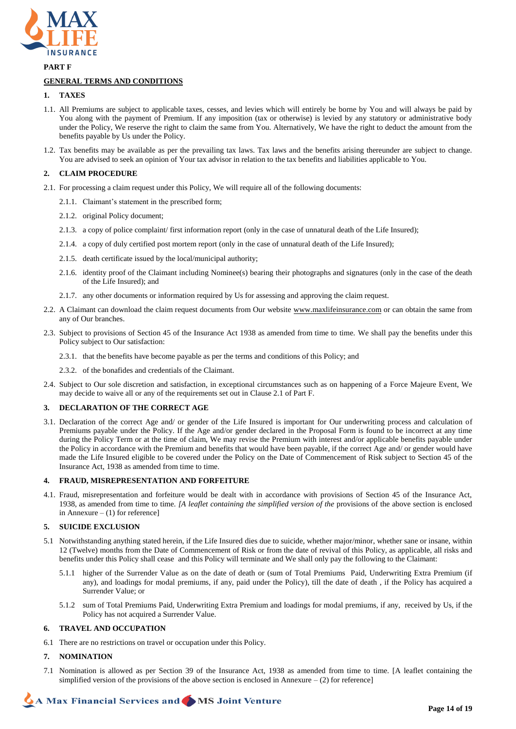**PART F**

**GENERAL TERMS AND CONDITIONS**

**1. TAXES**

1.1. All Premiums are subject to applicable taxes, cesses, and levies which will entirely be borne by You and will always be paid by You along with the payment of Premium. If any imposition (tax or otherwise) is levied by any statutory or administrative body under the Policy, We reserve the right to claim the same from You. Alternatively, We have the right to deduct the amount from the benefits payable by Us under the Policy.

1.2. Tax benefits may be available as per the prevailing tax laws. Tax laws and the benefits arising thereunder are subject to change. You are advised to seek an opinion of Your tax advisor in relation to the tax benefits and liabilities applicable to You.

**2. CLAIM PROCEDURE**

2.1. For processing a claim request under this Policy, We will require all of the following documents:

2.1.1. Claimant's statement in the prescribed form;

2.1.2. original Policy document;

2.1.3. a copy of police complaint/ first information report (only in the case of unnatural death of the Life Insured);

2.1.4. a copy of duly certified post mortem report (only in the case of unnatural death of the Life Insured);

2.1.5. death certificate issued by the local/municipal authority;

2.1.6. identity proof of the Claimant including Nominee(s) bearing their photographs and signatures (only in the case of the death of the Life Insured); and

2.1.7. any other documents or information required by Us for assessing and approving the claim request.

2.2. A Claimant can download the claim request documents from Our website www.maxlifeinsurance.com or can obtain the same from any of Our branches.

2.3. Subject to provisions of Section 45 of the Insurance Act 1938 as amended from time to time. We shall pay the benefits under this Policy subject to Our satisfaction:

2.3.1. that the benefits have become payable as per the terms and conditions of this Policy; and

2.3.2. of the bonafides and credentials of the Claimant.

2.4. Subject to Our sole discretion and satisfaction, in exceptional circumstances such as on happening of a Force Majeure Event, We may decide to waive all or any of the requirements set out in Clause 2.1 of Part F.

**3. DECLARATION OF THE CORRECT AGE**

3.1. Declaration of the correct Age and/ or gender of the Life Insured is important for Our underwriting process and calculation of Premiums payable under the Policy. If the Age and/or gender declared in the Proposal Form is found to be incorrect at any time during the Policy Term or at the time of claim, We may revise the Premium with interest and/or applicable benefits payable under the Policy in accordance with the Premium and benefits that would have been payable, if the correct Age and/ or gender would have made the Life Insured eligible to be covered under the Policy on the Date of Commencement of Risk subject to Section 45 of the Insurance Act, 1938 as amended from time to time.

**4. FRAUD, MISREPRESENTATION AND FORFEITURE**

4.1. Fraud, misrepresentation and forfeiture would be dealt with in accordance with provisions of Section 45 of the Insurance Act, 1938, as amended from time to time. *[A leaflet containing the simplified version of the* provisions of the above section is enclosed in Annexure – (1) for reference]

**5. SUICIDE EXCLUSION**

5.1 Notwithstanding anything stated herein, if the Life Insured dies due to suicide, whether major/minor, whether sane or insane, within 12 (Twelve) months from the Date of Commencement of Risk or from the date of revival of this Policy, as applicable, all risks and benefits under this Policy shall cease and this Policy will terminate and We shall only pay the following to the Claimant:

5.1.1 higher of the Surrender Value as on the date of death or (sum of Total Premiums Paid, Underwriting Extra Premium (if any), and loadings for modal premiums, if any, paid under the Policy), till the date of death , if the Policy has acquired a Surrender Value; or

5.1.2 sum of Total Premiums Paid, Underwriting Extra Premium and loadings for modal premiums, if any, received by Us, if the Policy has not acquired a Surrender Value.

**6. TRAVEL AND OCCUPATION**

6.1 There are no restrictions on travel or occupation under this Policy.

**7. NOMINATION**

7.1 Nomination is allowed as per Section 39 of the Insurance Act, 1938 as amended from time to time. [A leaflet containing the simplified version of the provisions of the above section is enclosed in Annexure – (2) for reference]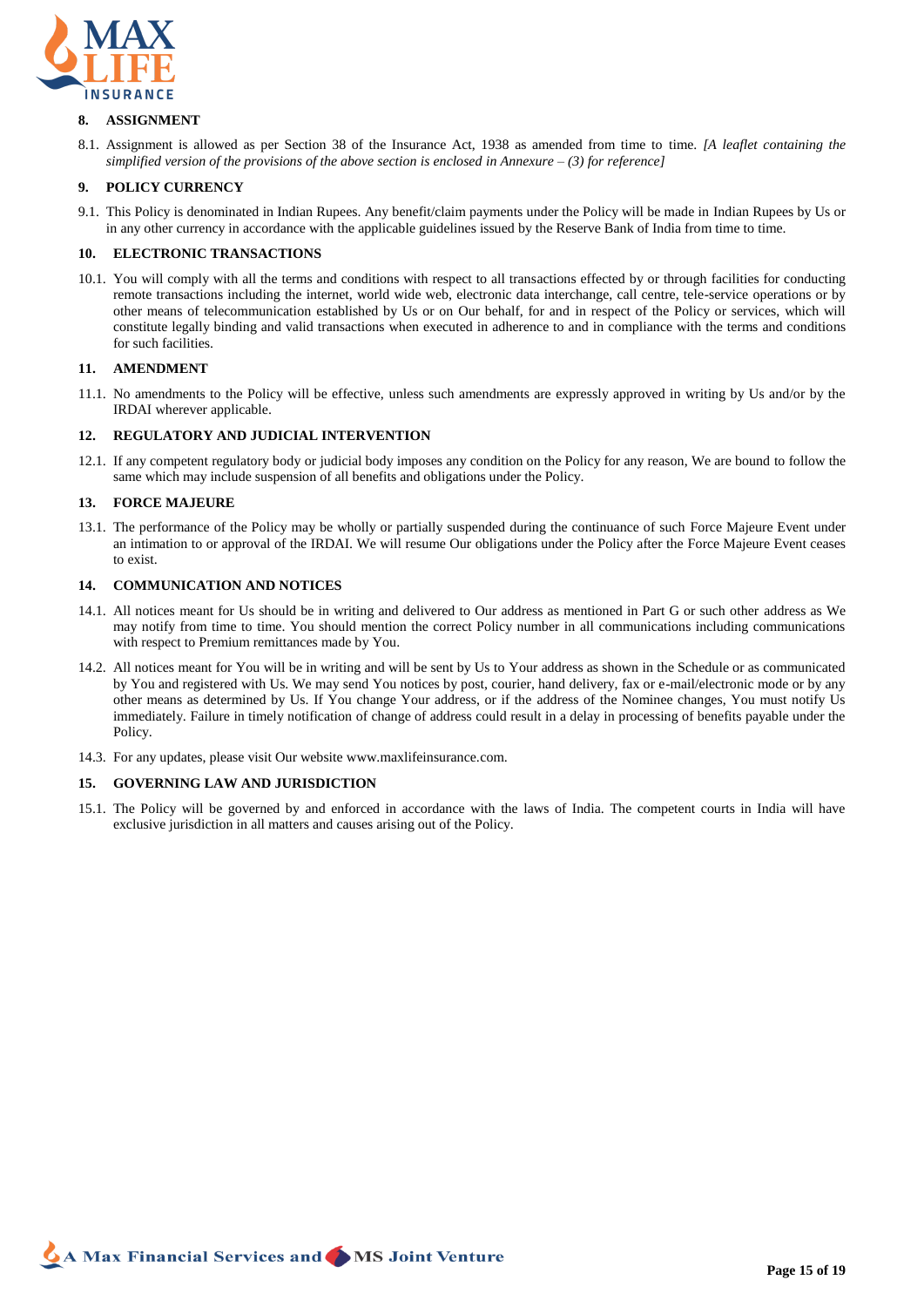## 8. ASSIGNMENT

8.1. Assignment is allowed as per Section 38 of the Insurance Act, 1938 as amended from time to time. *[A leaflet containing the simplified version of the provisions of the above section is enclosed in Annexure – (3) for reference]*

## 9. POLICY CURRENCY

9.1. This Policy is denominated in Indian Rupees. Any benefit/claim payments under the Policy will be made in Indian Rupees by Us or in any other currency in accordance with the applicable guidelines issued by the Reserve Bank of India from time to time.

## 10. ELECTRONIC TRANSACTIONS

10.1. You will comply with all the terms and conditions with respect to all transactions effected by or through facilities for conducting remote transactions including the internet, world wide web, electronic data interchange, call centre, tele-service operations or by other means of telecommunication established by Us or on Our behalf, for and in respect of the Policy or services, which will constitute legally binding and valid transactions when executed in adherence to and in compliance with the terms and conditions for such facilities.

## 11. AMENDMENT

11.1. No amendments to the Policy will be effective, unless such amendments are expressly approved in writing by Us and/or by the IRDAI wherever applicable.

## 12. REGULATORY AND JUDICIAL INTERVENTION

12.1. If any competent regulatory body or judicial body imposes any condition on the Policy for any reason, We are bound to follow the same which may include suspension of all benefits and obligations under the Policy.

## 13. FORCE MAJEURE

13.1. The performance of the Policy may be wholly or partially suspended during the continuance of such Force Majeure Event under an intimation to or approval of the IRDAI. We will resume Our obligations under the Policy after the Force Majeure Event ceases to exist.

## 14. COMMUNICATION AND NOTICES

14.1. All notices meant for Us should be in writing and delivered to Our address as mentioned in Part G or such other address as We may notify from time to time. You should mention the correct Policy number in all communications including communications with respect to Premium remittances made by You.

14.2. All notices meant for You will be in writing and will be sent by Us to Your address as shown in the Schedule or as communicated by You and registered with Us. We may send You notices by post, courier, hand delivery, fax or e-mail/electronic mode or by any other means as determined by Us. If You change Your address, or if the address of the Nominee changes, You must notify Us immediately. Failure in timely notification of change of address could result in a delay in processing of benefits payable under the Policy.

14.3. For any updates, please visit Our website www.maxlifeinsurance.com.

## 15. GOVERNING LAW AND JURISDICTION

15.1. The Policy will be governed by and enforced in accordance with the laws of India. The competent courts in India will have exclusive jurisdiction in all matters and causes arising out of the Policy.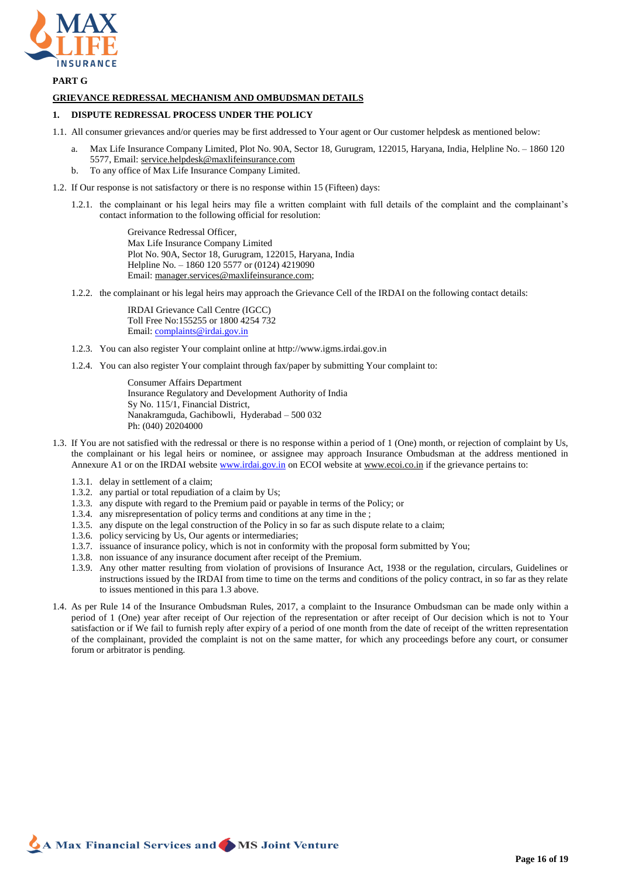**PART G**

**GRIEVANCE REDRESSAL MECHANISM AND OMBUDSMAN DETAILS**

**1. DISPUTE REDRESSAL PROCESS UNDER THE POLICY**

1.1. All consumer grievances and/or queries may be first addressed to Your agent or Our customer helpdesk as mentioned below:

a. Max Life Insurance Company Limited, Plot No. 90A, Sector 18, Gurugram, 122015, Haryana, India, Helpline No. – 1860 120 5577, Email: service.helpdesk@maxlifeinsurance.com

b. To any office of Max Life Insurance Company Limited.

1.2. If Our response is not satisfactory or there is no response within 15 (Fifteen) days:

1.2.1. the complainant or his legal heirs may file a written complaint with full details of the complaint and the complainant's contact information to the following official for resolution:

> Greivance Redressal Officer,
> Max Life Insurance Company Limited
> Plot No. 90A, Sector 18, Gurugram, 122015, Haryana, India
> Helpline No. – 1860 120 5577 or (0124) 4219090
> Email: manager.services@maxlifeinsurance.com;

1.2.2. the complainant or his legal heirs may approach the Grievance Cell of the IRDAI on the following contact details:

> IRDAI Grievance Call Centre (IGCC)
> Toll Free No:155255 or 1800 4254 732
> Email: complaints@irdai.gov.in

1.2.3. You can also register Your complaint online at http://www.igms.irdai.gov.in

1.2.4. You can also register Your complaint through fax/paper by submitting Your complaint to:

> Consumer Affairs Department
> Insurance Regulatory and Development Authority of India
> Sy No. 115/1, Financial District,
> Nanakramguda, Gachibowli, Hyderabad – 500 032
> Ph: (040) 20204000

1.3. If You are not satisfied with the redressal or there is no response within a period of 1 (One) month, or rejection of complaint by Us, the complainant or his legal heirs or nominee, or assignee may approach Insurance Ombudsman at the address mentioned in Annexure A1 or on the IRDAI website www.irdai.gov.in on ECOI website at www.ecoi.co.in if the grievance pertains to:

1.3.1. delay in settlement of a claim;
1.3.2. any partial or total repudiation of a claim by Us;
1.3.3. any dispute with regard to the Premium paid or payable in terms of the Policy; or
1.3.4. any misrepresentation of policy terms and conditions at any time in the ;
1.3.5. any dispute on the legal construction of the Policy in so far as such dispute relate to a claim;
1.3.6. policy servicing by Us, Our agents or intermediaries;
1.3.7. issuance of insurance policy, which is not in conformity with the proposal form submitted by You;
1.3.8. non issuance of any insurance document after receipt of the Premium.
1.3.9. Any other matter resulting from violation of provisions of Insurance Act, 1938 or the regulation, circulars, Guidelines or instructions issued by the IRDAI from time to time on the terms and conditions of the policy contract, in so far as they relate to issues mentioned in this para 1.3 above.

1.4. As per Rule 14 of the Insurance Ombudsman Rules, 2017, a complaint to the Insurance Ombudsman can be made only within a period of 1 (One) year after receipt of Our rejection of the representation or after receipt of Our decision which is not to Your satisfaction or if We fail to furnish reply after expiry of a period of one month from the date of receipt of the written representation of the complainant, provided the complaint is not on the same matter, for which any proceedings before any court, or consumer forum or arbitrator is pending.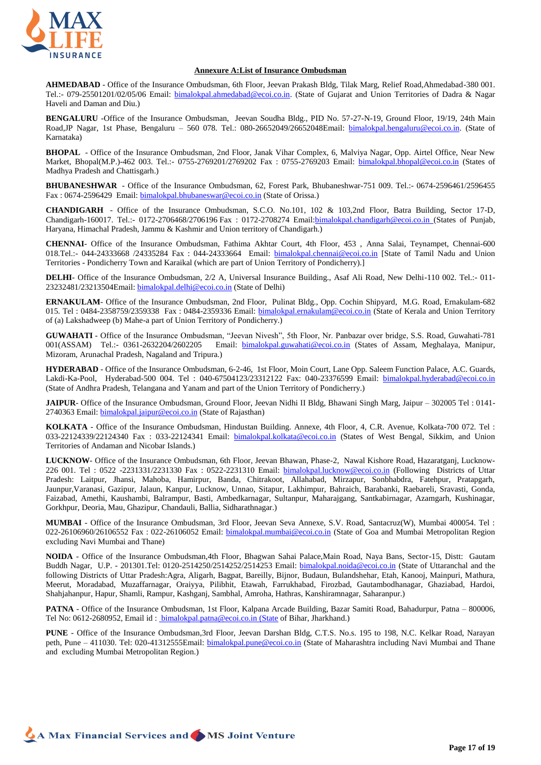**Annexure A:List of Insurance Ombudsman**

**AHMEDABAD** - Office of the Insurance Ombudsman, 6th Floor, Jeevan Prakash Bldg, Tilak Marg, Relief Road,Ahmedabad-380 001. Tel.:- 079-25501201/02/05/06 Email: bimalokpal.ahmedabad@ecoi.co.in. (State of Gujarat and Union Territories of Dadra & Nagar Haveli and Daman and Diu.)

**BENGALURU** -Office of the Insurance Ombudsman, Jeevan Soudha Bldg., PID No. 57-27-N-19, Ground Floor, 19/19, 24th Main Road,JP Nagar, 1st Phase, Bengaluru – 560 078. Tel.: 080-26652049/26652048Email: bimalokpal.bengaluru@ecoi.co.in. (State of Karnataka)

**BHOPAL** - Office of the Insurance Ombudsman, 2nd Floor, Janak Vihar Complex, 6, Malviya Nagar, Opp. Airtel Office, Near New Market, Bhopal(M.P.)-462 003. Tel.:- 0755-2769201/2769202 Fax : 0755-2769203 Email: bimalokpal.bhopal@ecoi.co.in (States of Madhya Pradesh and Chattisgarh.)

**BHUBANESHWAR** - Office of the Insurance Ombudsman, 62, Forest Park, Bhubaneshwar-751 009. Tel.:- 0674-2596461/2596455 Fax : 0674-2596429 Email: bimalokpal.bhubaneswar@ecoi.co.in (State of Orissa.)

**CHANDIGARH** - Office of the Insurance Ombudsman, S.C.O. No.101, 102 & 103,2nd Floor, Batra Building, Sector 17-D, Chandigarh-160017. Tel.:- 0172-2706468/2706196 Fax : 0172-2708274 Email:bimalokpal.chandigarh@ecoi.co.in (States of Punjab, Haryana, Himachal Pradesh, Jammu & Kashmir and Union territory of Chandigarh.)

**CHENNAI**- Office of the Insurance Ombudsman, Fathima Akhtar Court, 4th Floor, 453 , Anna Salai, Teynampet, Chennai-600 018.Tel.:- 044-24333668 /24335284 Fax : 044-24333664 Email: bimalokpal.chennai@ecoi.co.in [State of Tamil Nadu and Union Territories - Pondicherry Town and Karaikal (which are part of Union Territory of Pondicherry).]

**DELHI**- Office of the Insurance Ombudsman, 2/2 A, Universal Insurance Building., Asaf Ali Road, New Delhi-110 002. Tel.:- 011-23232481/23213504Email: bimalokpal.delhi@ecoi.co.in (State of Delhi)

**ERNAKULAM**- Office of the Insurance Ombudsman, 2nd Floor, Pulinat Bldg., Opp. Cochin Shipyard, M.G. Road, Ernakulam-682 015. Tel : 0484-2358759/2359338 Fax : 0484-2359336 Email: bimalokpal.ernakulam@ecoi.co.in (State of Kerala and Union Territory of (a) Lakshadweep (b) Mahe-a part of Union Territory of Pondicherry.)

**GUWAHATI** - Office of the Insurance Ombudsman, "Jeevan Nivesh", 5th Floor, Nr. Panbazar over bridge, S.S. Road, Guwahati-781 001(ASSAM) Tel.:- 0361-2632204/2602205 Email: bimalokpal.guwahati@ecoi.co.in (States of Assam, Meghalaya, Manipur, Mizoram, Arunachal Pradesh, Nagaland and Tripura.)

**HYDERABAD** - Office of the Insurance Ombudsman, 6-2-46, 1st Floor, Moin Court, Lane Opp. Saleem Function Palace, A.C. Guards, Lakdi-Ka-Pool, Hyderabad-500 004. Tel : 040-67504123/23312122 Fax: 040-23376599 Email: bimalokpal.hyderabad@ecoi.co.in (State of Andhra Pradesh, Telangana and Yanam and part of the Union Territory of Pondicherry.)

**JAIPUR**- Office of the Insurance Ombudsman, Ground Floor, Jeevan Nidhi II Bldg, Bhawani Singh Marg, Jaipur – 302005 Tel : 0141-2740363 Email: bimalokpal.jaipur@ecoi.co.in (State of Rajasthan)

**KOLKATA** - Office of the Insurance Ombudsman, Hindustan Building. Annexe, 4th Floor, 4, C.R. Avenue, Kolkata-700 072. Tel : 033-22124339/22124340 Fax : 033-22124341 Email: bimalokpal.kolkata@ecoi.co.in (States of West Bengal, Sikkim, and Union Territories of Andaman and Nicobar Islands.)

**LUCKNOW**- Office of the Insurance Ombudsman, 6th Floor, Jeevan Bhawan, Phase-2, Nawal Kishore Road, Hazaratganj, Lucknow-226 001. Tel : 0522 -2231331/2231330 Fax : 0522-2231310 Email: bimalokpal.lucknow@ecoi.co.in (Following Districts of Uttar Pradesh: Laitpur, Jhansi, Mahoba, Hamirpur, Banda, Chitrakoot, Allahabad, Mirzapur, Sonbhabdra, Fatehpur, Pratapgarh, Jaunpur,Varanasi, Gazipur, Jalaun, Kanpur, Lucknow, Unnao, Sitapur, Lakhimpur, Bahraich, Barabanki, Raebareli, Sravasti, Gonda, Faizabad, Amethi, Kaushambi, Balrampur, Basti, Ambedkarnagar, Sultanpur, Maharajgang, Santkabirnagar, Azamgarh, Kushinagar, Gorkhpur, Deoria, Mau, Ghazipur, Chandauli, Ballia, Sidharathnagar.)

**MUMBAI** - Office of the Insurance Ombudsman, 3rd Floor, Jeevan Seva Annexe, S.V. Road, Santacruz(W), Mumbai 400054. Tel : 022-26106960/26106552 Fax : 022-26106052 Email: bimalokpal.mumbai@ecoi.co.in (State of Goa and Mumbai Metropolitan Region excluding Navi Mumbai and Thane)

**NOIDA** - Office of the Insurance Ombudsman,4th Floor, Bhagwan Sahai Palace,Main Road, Naya Bans, Sector-15, Distt: Gautam Buddh Nagar, U.P. - 201301.Tel: 0120-2514250/2514252/2514253 Email: bimalokpal.noida@ecoi.co.in (State of Uttaranchal and the following Districts of Uttar Pradesh:Agra, Aligarh, Bagpat, Bareilly, Bijnor, Budaun, Bulandshehar, Etah, Kanooj, Mainpuri, Mathura, Meerut, Moradabad, Muzaffarnagar, Oraiyya, Pilibhit, Etawah, Farrukhabad, Firozbad, Gautambodhanagar, Ghaziabad, Hardoi, Shahjahanpur, Hapur, Shamli, Rampur, Kashganj, Sambhal, Amroha, Hathras, Kanshiramnagar, Saharanpur.)

**PATNA** - Office of the Insurance Ombudsman, 1st Floor, Kalpana Arcade Building, Bazar Samiti Road, Bahadurpur, Patna – 800006, Tel No: 0612-2680952, Email id : bimalokpal.patna@ecoi.co.in (State of Bihar, Jharkhand.)

**PUNE** - Office of the Insurance Ombudsman,3rd Floor, Jeevan Darshan Bldg, C.T.S. No.s. 195 to 198, N.C. Kelkar Road, Narayan peth, Pune – 411030. Tel: 020-41312555Email: bimalokpal.pune@ecoi.co.in (State of Maharashtra including Navi Mumbai and Thane and excluding Mumbai Metropolitan Region.)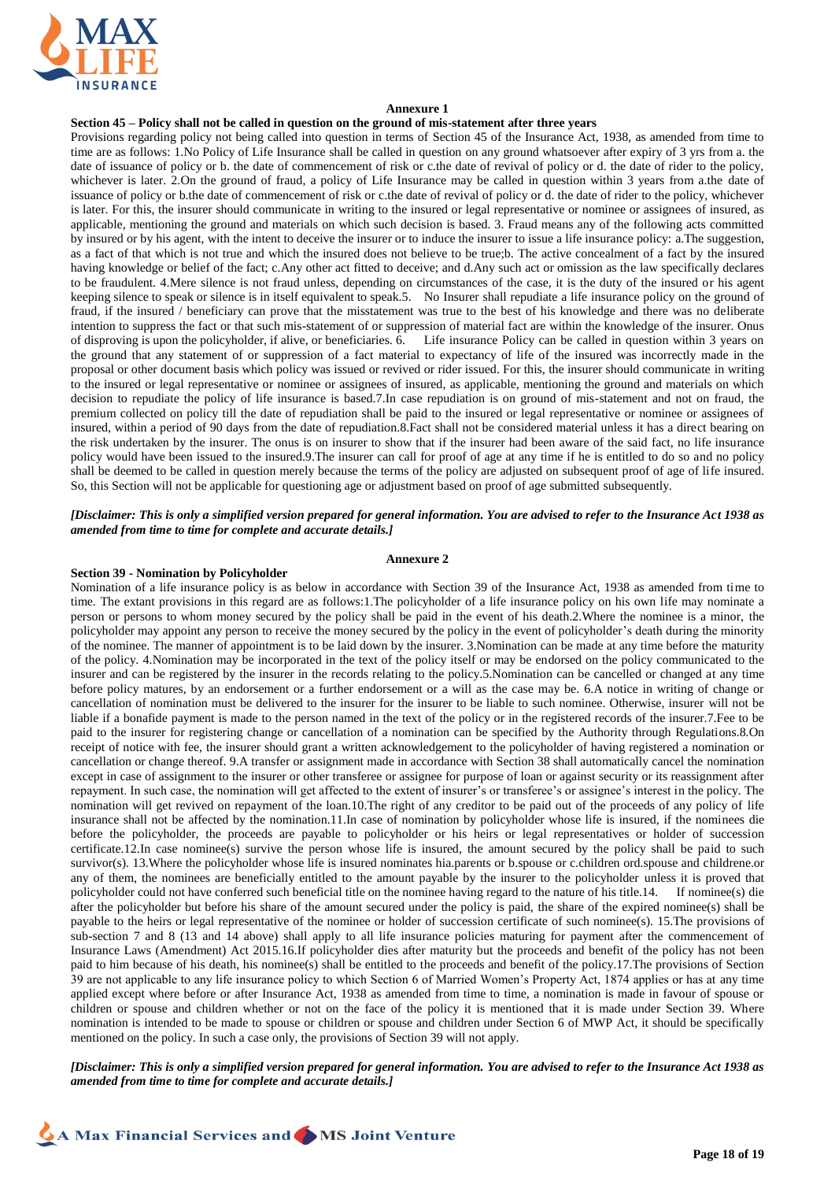## Annexure 1

**Section 45 – Policy shall not be called in question on the ground of mis-statement after three years**

Provisions regarding policy not being called into question in terms of Section 45 of the Insurance Act, 1938, as amended from time to time are as follows: 1.No Policy of Life Insurance shall be called in question on any ground whatsoever after expiry of 3 yrs from a. the date of issuance of policy or b. the date of commencement of risk or c.the date of revival of policy or d. the date of rider to the policy, whichever is later. 2.On the ground of fraud, a policy of Life Insurance may be called in question within 3 years from a.the date of issuance of policy or b.the date of commencement of risk or c.the date of revival of policy or d. the date of rider to the policy, whichever is later. For this, the insurer should communicate in writing to the insured or legal representative or nominee or assignees of insured, as applicable, mentioning the ground and materials on which such decision is based. 3. Fraud means any of the following acts committed by insured or by his agent, with the intent to deceive the insurer or to induce the insurer to issue a life insurance policy: a.The suggestion, as a fact of that which is not true and which the insured does not believe to be true;b. The active concealment of a fact by the insured having knowledge or belief of the fact; c.Any other act fitted to deceive; and d.Any such act or omission as the law specifically declares to be fraudulent. 4.Mere silence is not fraud unless, depending on circumstances of the case, it is the duty of the insured or his agent keeping silence to speak or silence is in itself equivalent to speak.5. No Insurer shall repudiate a life insurance policy on the ground of fraud, if the insured / beneficiary can prove that the misstatement was true to the best of his knowledge and there was no deliberate intention to suppress the fact or that such mis-statement of or suppression of material fact are within the knowledge of the insurer. Onus of disproving is upon the policyholder, if alive, or beneficiaries. 6. Life insurance Policy can be called in question within 3 years on the ground that any statement of or suppression of a fact material to expectancy of life of the insured was incorrectly made in the proposal or other document basis which policy was issued or revived or rider issued. For this, the insurer should communicate in writing to the insured or legal representative or nominee or assignees of insured, as applicable, mentioning the ground and materials on which decision to repudiate the policy of life insurance is based.7.In case repudiation is on ground of mis-statement and not on fraud, the premium collected on policy till the date of repudiation shall be paid to the insured or legal representative or nominee or assignees of insured, within a period of 90 days from the date of repudiation.8.Fact shall not be considered material unless it has a direct bearing on the risk undertaken by the insurer. The onus is on insurer to show that if the insurer had been aware of the said fact, no life insurance policy would have been issued to the insured.9.The insurer can call for proof of age at any time if he is entitled to do so and no policy shall be deemed to be called in question merely because the terms of the policy are adjusted on subsequent proof of age of life insured. So, this Section will not be applicable for questioning age or adjustment based on proof of age submitted subsequently.

***[Disclaimer: This is only a simplified version prepared for general information. You are advised to refer to the Insurance Act 1938 as amended from time to time for complete and accurate details.]***

## Annexure 2

**Section 39 - Nomination by Policyholder**

Nomination of a life insurance policy is as below in accordance with Section 39 of the Insurance Act, 1938 as amended from time to time. The extant provisions in this regard are as follows:1.The policyholder of a life insurance policy on his own life may nominate a person or persons to whom money secured by the policy shall be paid in the event of his death.2.Where the nominee is a minor, the policyholder may appoint any person to receive the money secured by the policy in the event of policyholder's death during the minority of the nominee. The manner of appointment is to be laid down by the insurer. 3.Nomination can be made at any time before the maturity of the policy. 4.Nomination may be incorporated in the text of the policy itself or may be endorsed on the policy communicated to the insurer and can be registered by the insurer in the records relating to the policy.5.Nomination can be cancelled or changed at any time before policy matures, by an endorsement or a further endorsement or a will as the case may be. 6.A notice in writing of change or cancellation of nomination must be delivered to the insurer for the insurer to be liable to such nominee. Otherwise, insurer will not be liable if a bonafide payment is made to the person named in the text of the policy or in the registered records of the insurer.7.Fee to be paid to the insurer for registering change or cancellation of a nomination can be specified by the Authority through Regulations.8.On receipt of notice with fee, the insurer should grant a written acknowledgement to the policyholder of having registered a nomination or cancellation or change thereof. 9.A transfer or assignment made in accordance with Section 38 shall automatically cancel the nomination except in case of assignment to the insurer or other transferee or assignee for purpose of loan or against security or its reassignment after repayment. In such case, the nomination will get affected to the extent of insurer's or transferee's or assignee's interest in the policy. The nomination will get revived on repayment of the loan.10.The right of any creditor to be paid out of the proceeds of any policy of life insurance shall not be affected by the nomination.11.In case of nomination by policyholder whose life is insured, if the nominees die before the policyholder, the proceeds are payable to policyholder or his heirs or legal representatives or holder of succession certificate.12.In case nominee(s) survive the person whose life is insured, the amount secured by the policy shall be paid to such survivor(s). 13.Where the policyholder whose life is insured nominates hia.parents or b.spouse or c.children ord.spouse and childrene.or any of them, the nominees are beneficially entitled to the amount payable by the insurer to the policyholder unless it is proved that policyholder could not have conferred such beneficial title on the nominee having regard to the nature of his title.14. If nominee(s) die after the policyholder but before his share of the amount secured under the policy is paid, the share of the expired nominee(s) shall be payable to the heirs or legal representative of the nominee or holder of succession certificate of such nominee(s). 15.The provisions of sub-section 7 and 8 (13 and 14 above) shall apply to all life insurance policies maturing for payment after the commencement of Insurance Laws (Amendment) Act 2015.16.If policyholder dies after maturity but the proceeds and benefit of the policy has not been paid to him because of his death, his nominee(s) shall be entitled to the proceeds and benefit of the policy.17.The provisions of Section 39 are not applicable to any life insurance policy to which Section 6 of Married Women's Property Act, 1874 applies or has at any time applied except where before or after Insurance Act, 1938 as amended from time to time, a nomination is made in favour of spouse or children or spouse and children whether or not on the face of the policy it is mentioned that it is made under Section 39. Where nomination is intended to be made to spouse or children or spouse and children under Section 6 of MWP Act, it should be specifically mentioned on the policy. In such a case only, the provisions of Section 39 will not apply.

***[Disclaimer: This is only a simplified version prepared for general information. You are advised to refer to the Insurance Act 1938 as amended from time to time for complete and accurate details.]***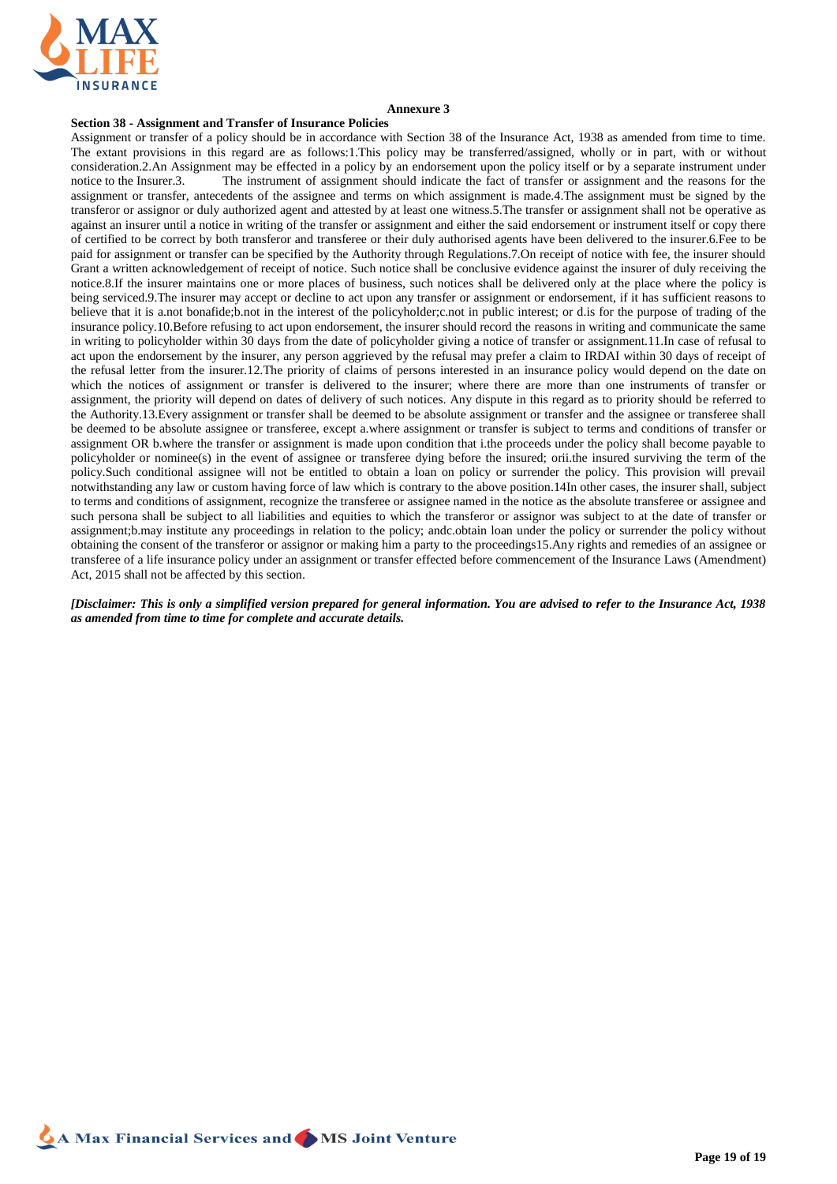**Annexure 3**

**Section 38 - Assignment and Transfer of Insurance Policies**

Assignment or transfer of a policy should be in accordance with Section 38 of the Insurance Act, 1938 as amended from time to time. The extant provisions in this regard are as follows:1.This policy may be transferred/assigned, wholly or in part, with or without consideration.2.An Assignment may be effected in a policy by an endorsement upon the policy itself or by a separate instrument under notice to the Insurer.3. The instrument of assignment should indicate the fact of transfer or assignment and the reasons for the assignment or transfer, antecedents of the assignee and terms on which assignment is made.4.The assignment must be signed by the transferor or assignor or duly authorized agent and attested by at least one witness.5.The transfer or assignment shall not be operative as against an insurer until a notice in writing of the transfer or assignment and either the said endorsement or instrument itself or copy there of certified to be correct by both transferor and transferee or their duly authorised agents have been delivered to the insurer.6.Fee to be paid for assignment or transfer can be specified by the Authority through Regulations.7.On receipt of notice with fee, the insurer should Grant a written acknowledgement of receipt of notice. Such notice shall be conclusive evidence against the insurer of duly receiving the notice.8.If the insurer maintains one or more places of business, such notices shall be delivered only at the place where the policy is being serviced.9.The insurer may accept or decline to act upon any transfer or assignment or endorsement, if it has sufficient reasons to believe that it is a.not bonafide;b.not in the interest of the policyholder;c.not in public interest; or d.is for the purpose of trading of the insurance policy.10.Before refusing to act upon endorsement, the insurer should record the reasons in writing and communicate the same in writing to policyholder within 30 days from the date of policyholder giving a notice of transfer or assignment.11.In case of refusal to act upon the endorsement by the insurer, any person aggrieved by the refusal may prefer a claim to IRDAI within 30 days of receipt of the refusal letter from the insurer.12.The priority of claims of persons interested in an insurance policy would depend on the date on which the notices of assignment or transfer is delivered to the insurer; where there are more than one instruments of transfer or assignment, the priority will depend on dates of delivery of such notices. Any dispute in this regard as to priority should be referred to the Authority.13.Every assignment or transfer shall be deemed to be absolute assignment or transfer and the assignee or transferee shall be deemed to be absolute assignee or transferee, except a.where assignment or transfer is subject to terms and conditions of transfer or assignment OR b.where the transfer or assignment is made upon condition that i.the proceeds under the policy shall become payable to policyholder or nominee(s) in the event of assignee or transferee dying before the insured; orii.the insured surviving the term of the policy.Such conditional assignee will not be entitled to obtain a loan on policy or surrender the policy. This provision will prevail notwithstanding any law or custom having force of law which is contrary to the above position.14In other cases, the insurer shall, subject to terms and conditions of assignment, recognize the transferee or assignee named in the notice as the absolute transferee or assignee and such persona shall be subject to all liabilities and equities to which the transferor or assignor was subject to at the date of transfer or assignment;b.may institute any proceedings in relation to the policy; andc.obtain loan under the policy or surrender the policy without obtaining the consent of the transferor or assignor or making him a party to the proceedings15.Any rights and remedies of an assignee or transferee of a life insurance policy under an assignment or transfer effected before commencement of the Insurance Laws (Amendment) Act, 2015 shall not be affected by this section.

***[Disclaimer: This is only a simplified version prepared for general information. You are advised to refer to the Insurance Act, 1938 as amended from time to time for complete and accurate details.***